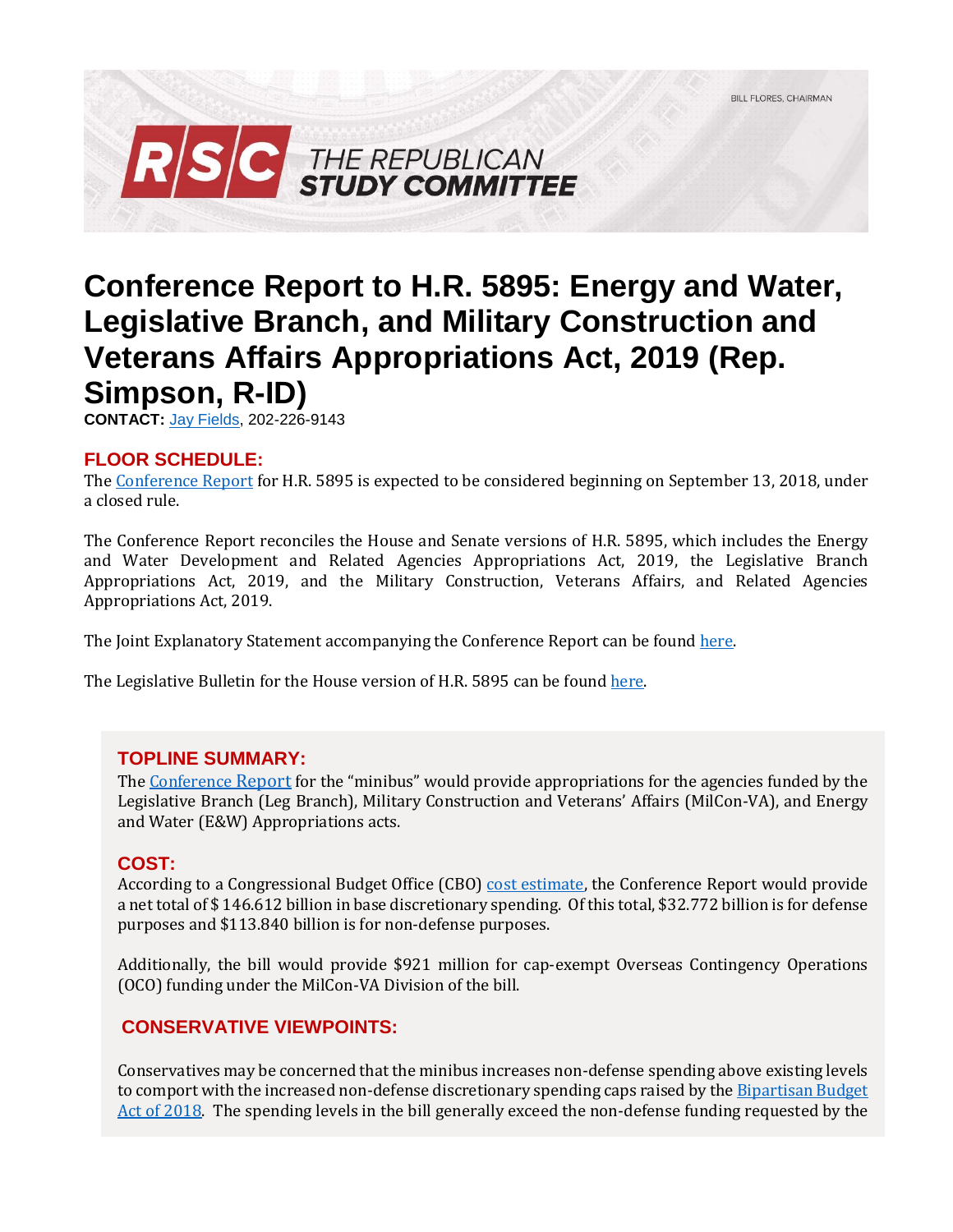BILL FLORES, CHAIRMAN

RSC THE REPUBLICAN STUDY COMMITTEE

# Conference Report to H.R. 5895: Energy and Water, Legislative Branch, and Military Construction and Veterans Affairs Appropriations Act, 2019 (Rep. Simpson, R-ID)

**CONTACT:** Jay Fields, 202-226-9143

## FLOOR SCHEDULE:

The Conference Report for H.R. 5895 is expected to be considered beginning on September 13, 2018, under a closed rule.

The Conference Report reconciles the House and Senate versions of H.R. 5895, which includes the Energy and Water Development and Related Agencies Appropriations Act, 2019, the Legislative Branch Appropriations Act, 2019, and the Military Construction, Veterans Affairs, and Related Agencies Appropriations Act, 2019.

The Joint Explanatory Statement accompanying the Conference Report can be found here.

The Legislative Bulletin for the House version of H.R. 5895 can be found here.

## TOPLINE SUMMARY:

The Conference Report for the "minibus" would provide appropriations for the agencies funded by the Legislative Branch (Leg Branch), Military Construction and Veterans' Affairs (MilCon-VA), and Energy and Water (E&W) Appropriations acts.

## COST:

According to a Congressional Budget Office (CBO) cost estimate, the Conference Report would provide a net total of $ 146.612 billion in base discretionary spending. Of this total, $32.772 billion is for defense purposes and $113.840 billion is for non-defense purposes.

Additionally, the bill would provide $921 million for cap-exempt Overseas Contingency Operations (OCO) funding under the MilCon-VA Division of the bill.

## CONSERVATIVE VIEWPOINTS:

Conservatives may be concerned that the minibus increases non-defense spending above existing levels to comport with the increased non-defense discretionary spending caps raised by the Bipartisan Budget Act of 2018. The spending levels in the bill generally exceed the non-defense funding requested by the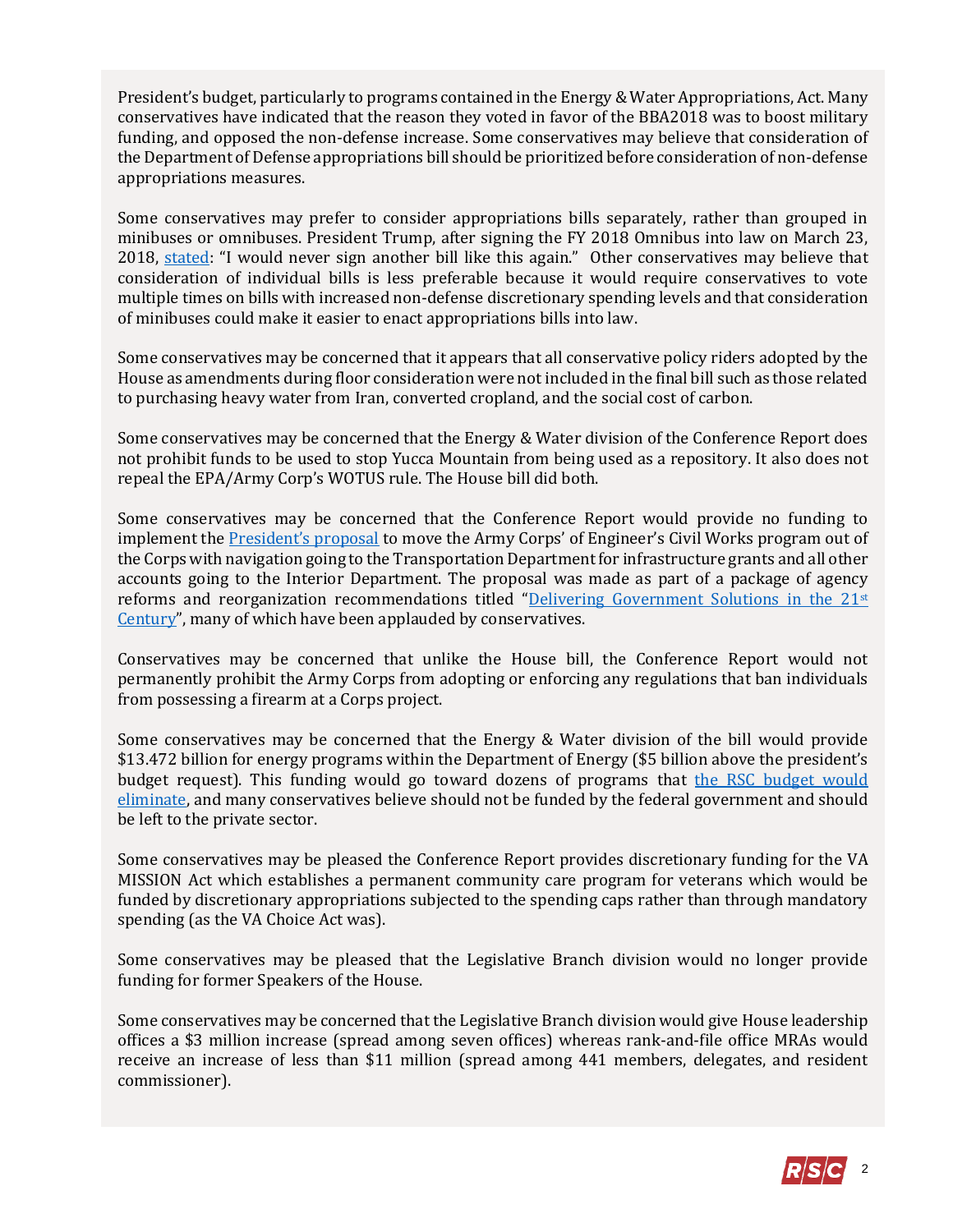President's budget, particularly to programs contained in the Energy & Water Appropriations, Act. Many conservatives have indicated that the reason they voted in favor of the BBA2018 was to boost military funding, and opposed the non-defense increase. Some conservatives may believe that consideration of the Department of Defense appropriations bill should be prioritized before consideration of non-defense appropriations measures.

Some conservatives may prefer to consider appropriations bills separately, rather than grouped in minibuses or omnibuses. President Trump, after signing the FY 2018 Omnibus into law on March 23, 2018, stated: "I would never sign another bill like this again." Other conservatives may believe that consideration of individual bills is less preferable because it would require conservatives to vote multiple times on bills with increased non-defense discretionary spending levels and that consideration of minibuses could make it easier to enact appropriations bills into law.

Some conservatives may be concerned that it appears that all conservative policy riders adopted by the House as amendments during floor consideration were not included in the final bill such as those related to purchasing heavy water from Iran, converted cropland, and the social cost of carbon.

Some conservatives may be concerned that the Energy & Water division of the Conference Report does not prohibit funds to be used to stop Yucca Mountain from being used as a repository. It also does not repeal the EPA/Army Corp's WOTUS rule. The House bill did both.

Some conservatives may be concerned that the Conference Report would provide no funding to implement the President's proposal to move the Army Corps' of Engineer's Civil Works program out of the Corps with navigation going to the Transportation Department for infrastructure grants and all other accounts going to the Interior Department. The proposal was made as part of a package of agency reforms and reorganization recommendations titled "Delivering Government Solutions in the 21st Century", many of which have been applauded by conservatives.

Conservatives may be concerned that unlike the House bill, the Conference Report would not permanently prohibit the Army Corps from adopting or enforcing any regulations that ban individuals from possessing a firearm at a Corps project.

Some conservatives may be concerned that the Energy & Water division of the bill would provide $13.472 billion for energy programs within the Department of Energy ($5 billion above the president's budget request). This funding would go toward dozens of programs that the RSC budget would eliminate, and many conservatives believe should not be funded by the federal government and should be left to the private sector.

Some conservatives may be pleased the Conference Report provides discretionary funding for the VA MISSION Act which establishes a permanent community care program for veterans which would be funded by discretionary appropriations subjected to the spending caps rather than through mandatory spending (as the VA Choice Act was).

Some conservatives may be pleased that the Legislative Branch division would no longer provide funding for former Speakers of the House.

Some conservatives may be concerned that the Legislative Branch division would give House leadership offices a $3 million increase (spread among seven offices) whereas rank-and-file office MRAs would receive an increase of less than $11 million (spread among 441 members, delegates, and resident commissioner).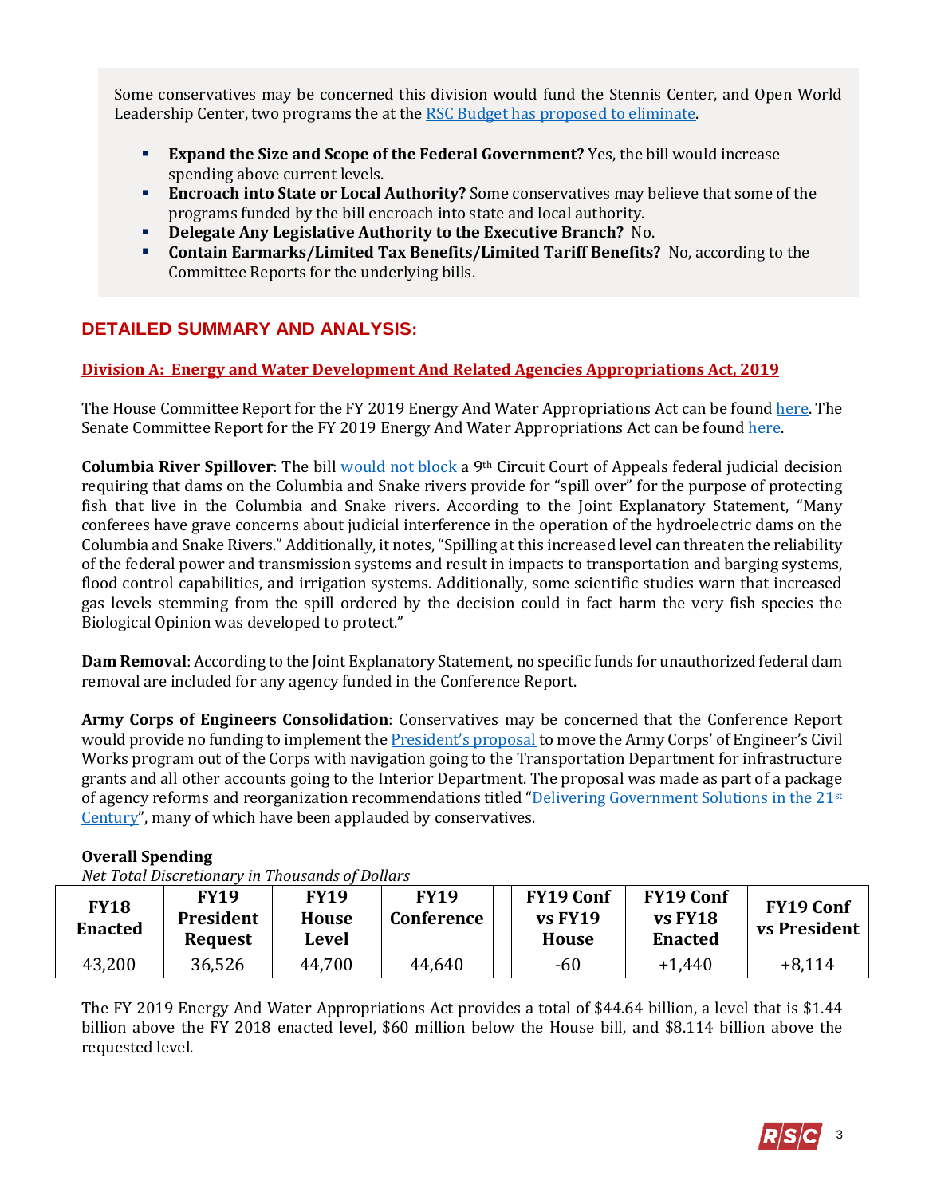Some conservatives may be concerned this division would fund the Stennis Center, and Open World Leadership Center, two programs the at the RSC Budget has proposed to eliminate.

- **Expand the Size and Scope of the Federal Government?** Yes, the bill would increase spending above current levels.
- **Encroach into State or Local Authority?** Some conservatives may believe that some of the programs funded by the bill encroach into state and local authority.
- **Delegate Any Legislative Authority to the Executive Branch?** No.
- **Contain Earmarks/Limited Tax Benefits/Limited Tariff Benefits?** No, according to the Committee Reports for the underlying bills.

## DETAILED SUMMARY AND ANALYSIS:

### Division A: Energy and Water Development And Related Agencies Appropriations Act, 2019

The House Committee Report for the FY 2019 Energy And Water Appropriations Act can be found here. The Senate Committee Report for the FY 2019 Energy And Water Appropriations Act can be found here.

**Columbia River Spillover**: The bill would not block a 9th Circuit Court of Appeals federal judicial decision requiring that dams on the Columbia and Snake rivers provide for "spill over" for the purpose of protecting fish that live in the Columbia and Snake rivers. According to the Joint Explanatory Statement, "Many conferees have grave concerns about judicial interference in the operation of the hydroelectric dams on the Columbia and Snake Rivers." Additionally, it notes, "Spilling at this increased level can threaten the reliability of the federal power and transmission systems and result in impacts to transportation and barging systems, flood control capabilities, and irrigation systems. Additionally, some scientific studies warn that increased gas levels stemming from the spill ordered by the decision could in fact harm the very fish species the Biological Opinion was developed to protect."

**Dam Removal**: According to the Joint Explanatory Statement, no specific funds for unauthorized federal dam removal are included for any agency funded in the Conference Report.

**Army Corps of Engineers Consolidation**: Conservatives may be concerned that the Conference Report would provide no funding to implement the President's proposal to move the Army Corps' of Engineer's Civil Works program out of the Corps with navigation going to the Transportation Department for infrastructure grants and all other accounts going to the Interior Department. The proposal was made as part of a package of agency reforms and reorganization recommendations titled "Delivering Government Solutions in the 21st Century", many of which have been applauded by conservatives.

**Overall Spending**

*Net Total Discretionary in Thousands of Dollars*

| FY18 Enacted | FY19 President Request | FY19 House Level | FY19 Conference | | FY19 Conf vs FY19 House | FY19 Conf vs FY18 Enacted | FY19 Conf vs President |
|---|---|---|---|---|---|---|---|
| 43,200 | 36,526 | 44,700 | 44,640 | | -60 | +1,440 | +8,114 |

The FY 2019 Energy And Water Appropriations Act provides a total of $44.64 billion, a level that is $1.44 billion above the FY 2018 enacted level, $60 million below the House bill, and $8.114 billion above the requested level.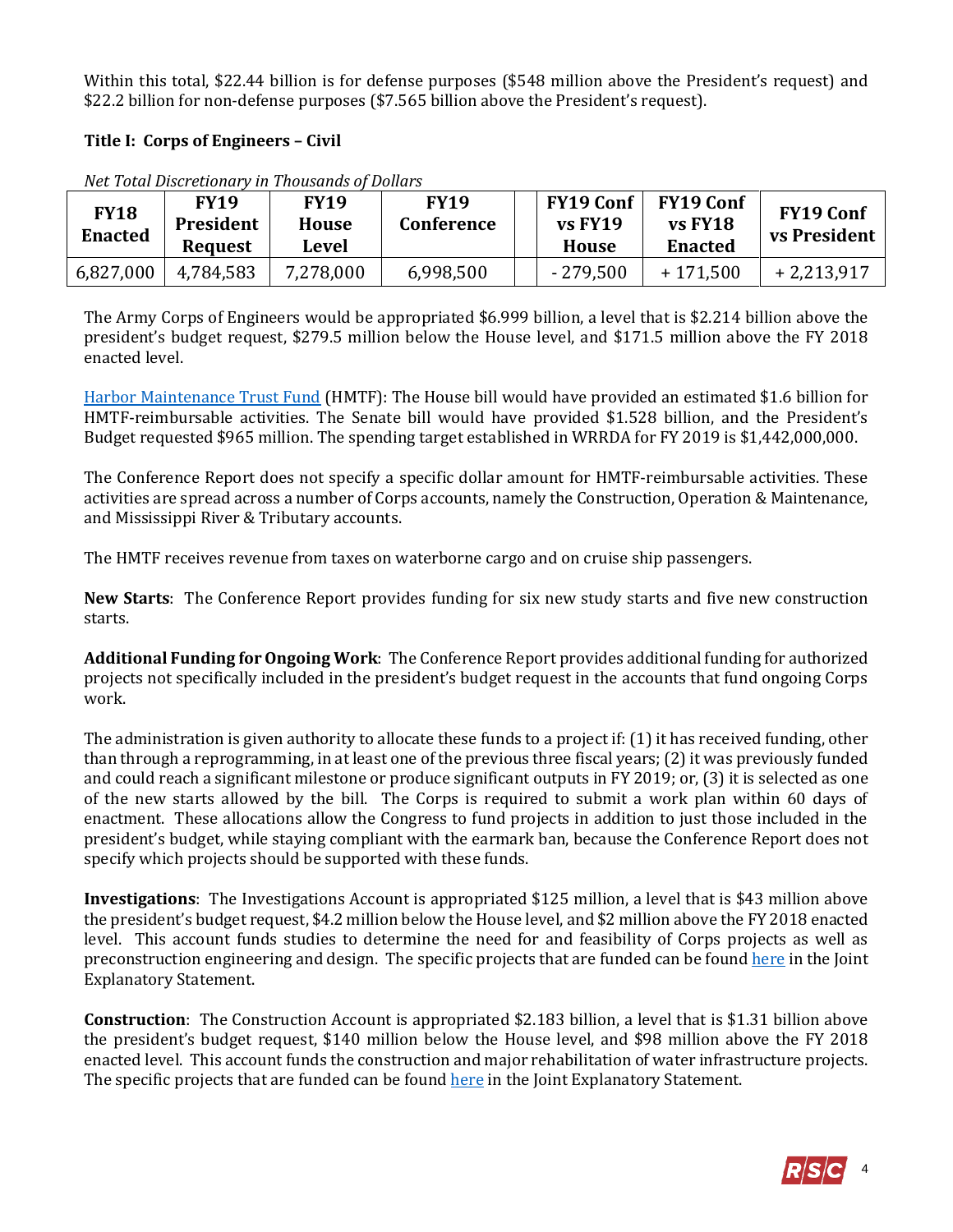Within this total, $22.44 billion is for defense purposes ($548 million above the President's request) and $22.2 billion for non-defense purposes ($7.565 billion above the President's request).

**Title I: Corps of Engineers – Civil**

*Net Total Discretionary in Thousands of Dollars*

| FY18 Enacted | FY19 President Request | FY19 House Level | FY19 Conference | | FY19 Conf vs FY19 House | FY19 Conf vs FY18 Enacted | FY19 Conf vs President |
|---|---|---|---|---|---|---|---|
| 6,827,000 | 4,784,583 | 7,278,000 | 6,998,500 | | - 279,500 | + 171,500 | + 2,213,917 |

The Army Corps of Engineers would be appropriated $6.999 billion, a level that is $2.214 billion above the president's budget request, $279.5 million below the House level, and $171.5 million above the FY 2018 enacted level.

Harbor Maintenance Trust Fund (HMTF): The House bill would have provided an estimated $1.6 billion for HMTF-reimbursable activities. The Senate bill would have provided $1.528 billion, and the President's Budget requested $965 million. The spending target established in WRRDA for FY 2019 is $1,442,000,000.

The Conference Report does not specify a specific dollar amount for HMTF-reimbursable activities. These activities are spread across a number of Corps accounts, namely the Construction, Operation & Maintenance, and Mississippi River & Tributary accounts.

The HMTF receives revenue from taxes on waterborne cargo and on cruise ship passengers.

**New Starts**: The Conference Report provides funding for six new study starts and five new construction starts.

**Additional Funding for Ongoing Work**: The Conference Report provides additional funding for authorized projects not specifically included in the president's budget request in the accounts that fund ongoing Corps work.

The administration is given authority to allocate these funds to a project if: (1) it has received funding, other than through a reprogramming, in at least one of the previous three fiscal years; (2) it was previously funded and could reach a significant milestone or produce significant outputs in FY 2019; or, (3) it is selected as one of the new starts allowed by the bill. The Corps is required to submit a work plan within 60 days of enactment. These allocations allow the Congress to fund projects in addition to just those included in the president's budget, while staying compliant with the earmark ban, because the Conference Report does not specify which projects should be supported with these funds.

**Investigations**: The Investigations Account is appropriated $125 million, a level that is $43 million above the president's budget request, $4.2 million below the House level, and $2 million above the FY 2018 enacted level. This account funds studies to determine the need for and feasibility of Corps projects as well as preconstruction engineering and design. The specific projects that are funded can be found here in the Joint Explanatory Statement.

**Construction**: The Construction Account is appropriated $2.183 billion, a level that is $1.31 billion above the president's budget request, $140 million below the House level, and $98 million above the FY 2018 enacted level. This account funds the construction and major rehabilitation of water infrastructure projects. The specific projects that are funded can be found here in the Joint Explanatory Statement.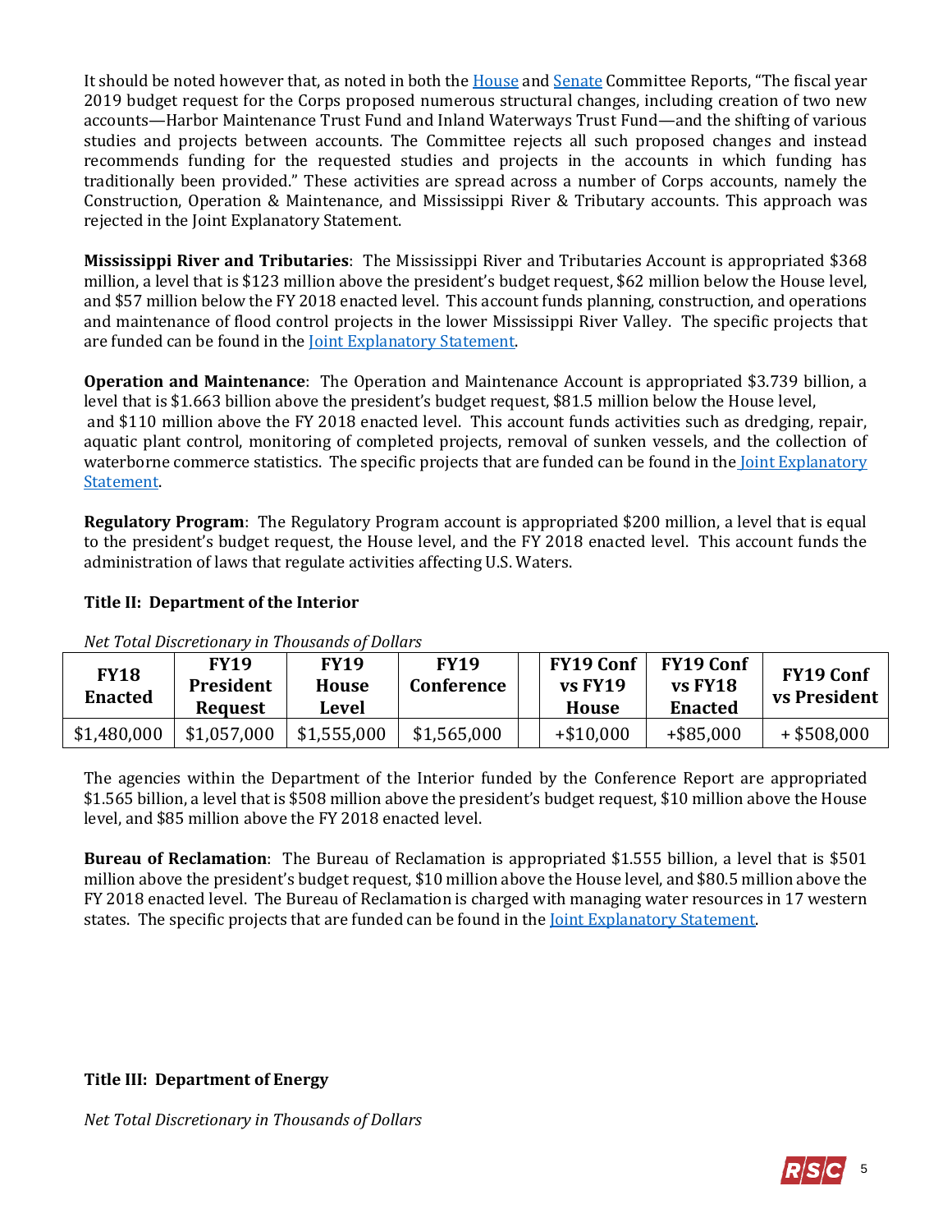It should be noted however that, as noted in both the House and Senate Committee Reports, "The fiscal year 2019 budget request for the Corps proposed numerous structural changes, including creation of two new accounts—Harbor Maintenance Trust Fund and Inland Waterways Trust Fund—and the shifting of various studies and projects between accounts. The Committee rejects all such proposed changes and instead recommends funding for the requested studies and projects in the accounts in which funding has traditionally been provided." These activities are spread across a number of Corps accounts, namely the Construction, Operation & Maintenance, and Mississippi River & Tributary accounts. This approach was rejected in the Joint Explanatory Statement.

**Mississippi River and Tributaries**: The Mississippi River and Tributaries Account is appropriated $368 million, a level that is $123 million above the president's budget request, $62 million below the House level, and $57 million below the FY 2018 enacted level. This account funds planning, construction, and operations and maintenance of flood control projects in the lower Mississippi River Valley. The specific projects that are funded can be found in the Joint Explanatory Statement.

**Operation and Maintenance**: The Operation and Maintenance Account is appropriated $3.739 billion, a level that is $1.663 billion above the president's budget request, $81.5 million below the House level, and $110 million above the FY 2018 enacted level. This account funds activities such as dredging, repair, aquatic plant control, monitoring of completed projects, removal of sunken vessels, and the collection of waterborne commerce statistics. The specific projects that are funded can be found in the Joint Explanatory Statement.

**Regulatory Program**: The Regulatory Program account is appropriated $200 million, a level that is equal to the president's budget request, the House level, and the FY 2018 enacted level. This account funds the administration of laws that regulate activities affecting U.S. Waters.

**Title II: Department of the Interior**

*Net Total Discretionary in Thousands of Dollars*

| FY18 Enacted | FY19 President Request | FY19 House Level | FY19 Conference | | FY19 Conf vs FY19 House | FY19 Conf vs FY18 Enacted | FY19 Conf vs President |
|---|---|---|---|---|---|---|---|
| $1,480,000 | $1,057,000 | $1,555,000 | $1,565,000 | | +$10,000 | +$85,000 | + $508,000 |

The agencies within the Department of the Interior funded by the Conference Report are appropriated $1.565 billion, a level that is $508 million above the president's budget request, $10 million above the House level, and $85 million above the FY 2018 enacted level.

**Bureau of Reclamation**: The Bureau of Reclamation is appropriated $1.555 billion, a level that is $501 million above the president's budget request, $10 million above the House level, and $80.5 million above the FY 2018 enacted level. The Bureau of Reclamation is charged with managing water resources in 17 western states. The specific projects that are funded can be found in the Joint Explanatory Statement.

**Title III: Department of Energy**

*Net Total Discretionary in Thousands of Dollars*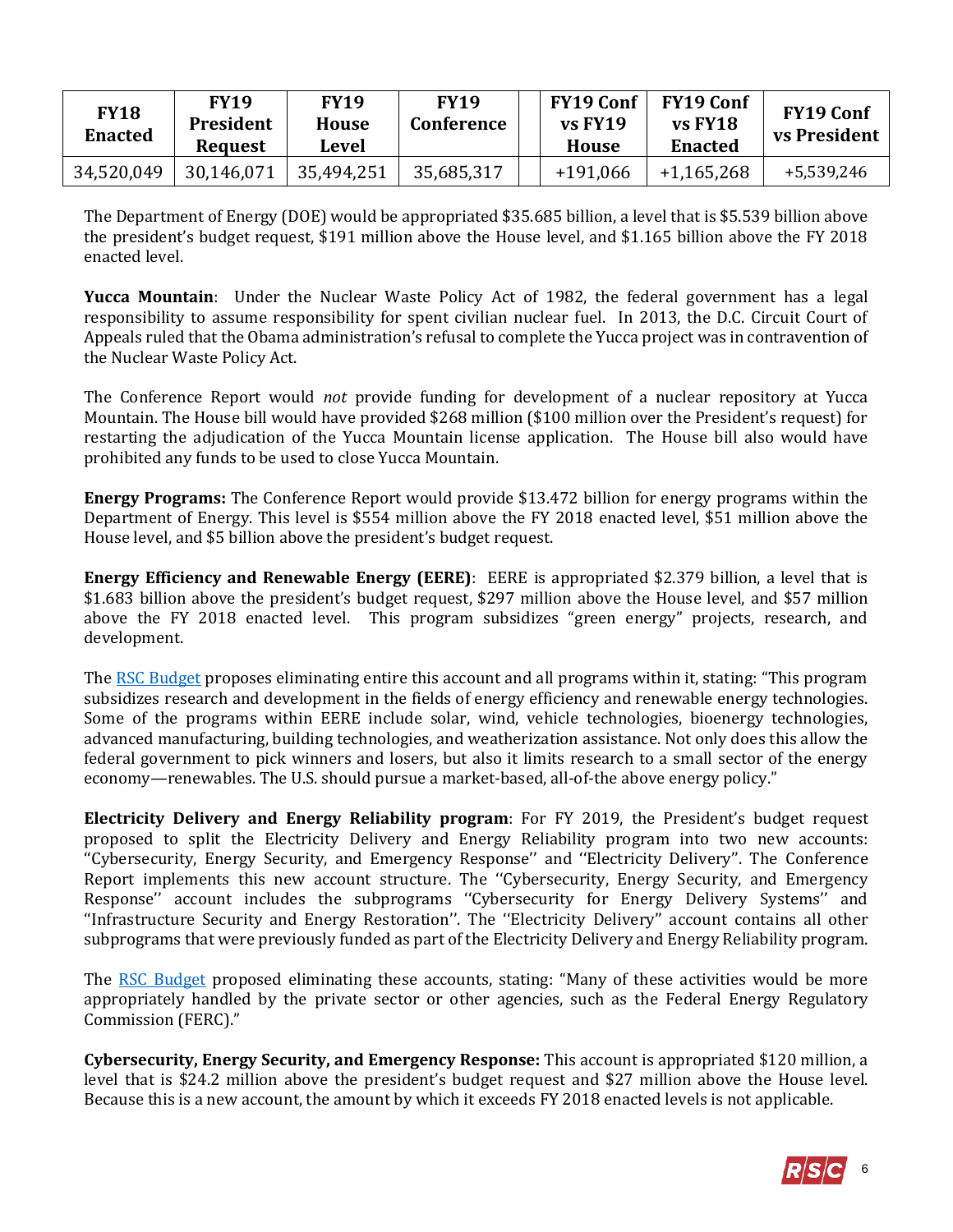| FY18 Enacted | FY19 President Request | FY19 House Level | FY19 Conference | | FY19 Conf vs FY19 House | FY19 Conf vs FY18 Enacted | FY19 Conf vs President |
|---|---|---|---|---|---|---|---|
| 34,520,049 | 30,146,071 | 35,494,251 | 35,685,317 | | +191,066 | +1,165,268 | +5,539,246 |

The Department of Energy (DOE) would be appropriated $35.685 billion, a level that is $5.539 billion above the president's budget request, $191 million above the House level, and $1.165 billion above the FY 2018 enacted level.

**Yucca Mountain**: Under the Nuclear Waste Policy Act of 1982, the federal government has a legal responsibility to assume responsibility for spent civilian nuclear fuel. In 2013, the D.C. Circuit Court of Appeals ruled that the Obama administration's refusal to complete the Yucca project was in contravention of the Nuclear Waste Policy Act.

The Conference Report would *not* provide funding for development of a nuclear repository at Yucca Mountain. The House bill would have provided $268 million ($100 million over the President's request) for restarting the adjudication of the Yucca Mountain license application. The House bill also would have prohibited any funds to be used to close Yucca Mountain.

**Energy Programs:** The Conference Report would provide $13.472 billion for energy programs within the Department of Energy. This level is $554 million above the FY 2018 enacted level, $51 million above the House level, and $5 billion above the president's budget request.

**Energy Efficiency and Renewable Energy (EERE)**: EERE is appropriated $2.379 billion, a level that is $1.683 billion above the president's budget request, $297 million above the House level, and $57 million above the FY 2018 enacted level. This program subsidizes "green energy" projects, research, and development.

The [RSC Budget](#) proposes eliminating entire this account and all programs within it, stating: "This program subsidizes research and development in the fields of energy efficiency and renewable energy technologies. Some of the programs within EERE include solar, wind, vehicle technologies, bioenergy technologies, advanced manufacturing, building technologies, and weatherization assistance. Not only does this allow the federal government to pick winners and losers, but also it limits research to a small sector of the energy economy—renewables. The U.S. should pursue a market-based, all-of-the above energy policy."

**Electricity Delivery and Energy Reliability program**: For FY 2019, the President's budget request proposed to split the Electricity Delivery and Energy Reliability program into two new accounts: ''Cybersecurity, Energy Security, and Emergency Response'' and ''Electricity Delivery''. The Conference Report implements this new account structure. The ''Cybersecurity, Energy Security, and Emergency Response'' account includes the subprograms ''Cybersecurity for Energy Delivery Systems'' and ''Infrastructure Security and Energy Restoration''. The ''Electricity Delivery'' account contains all other subprograms that were previously funded as part of the Electricity Delivery and Energy Reliability program.

The [RSC Budget](#) proposed eliminating these accounts, stating: "Many of these activities would be more appropriately handled by the private sector or other agencies, such as the Federal Energy Regulatory Commission (FERC)."

**Cybersecurity, Energy Security, and Emergency Response:** This account is appropriated $120 million, a level that is $24.2 million above the president's budget request and $27 million above the House level. Because this is a new account, the amount by which it exceeds FY 2018 enacted levels is not applicable.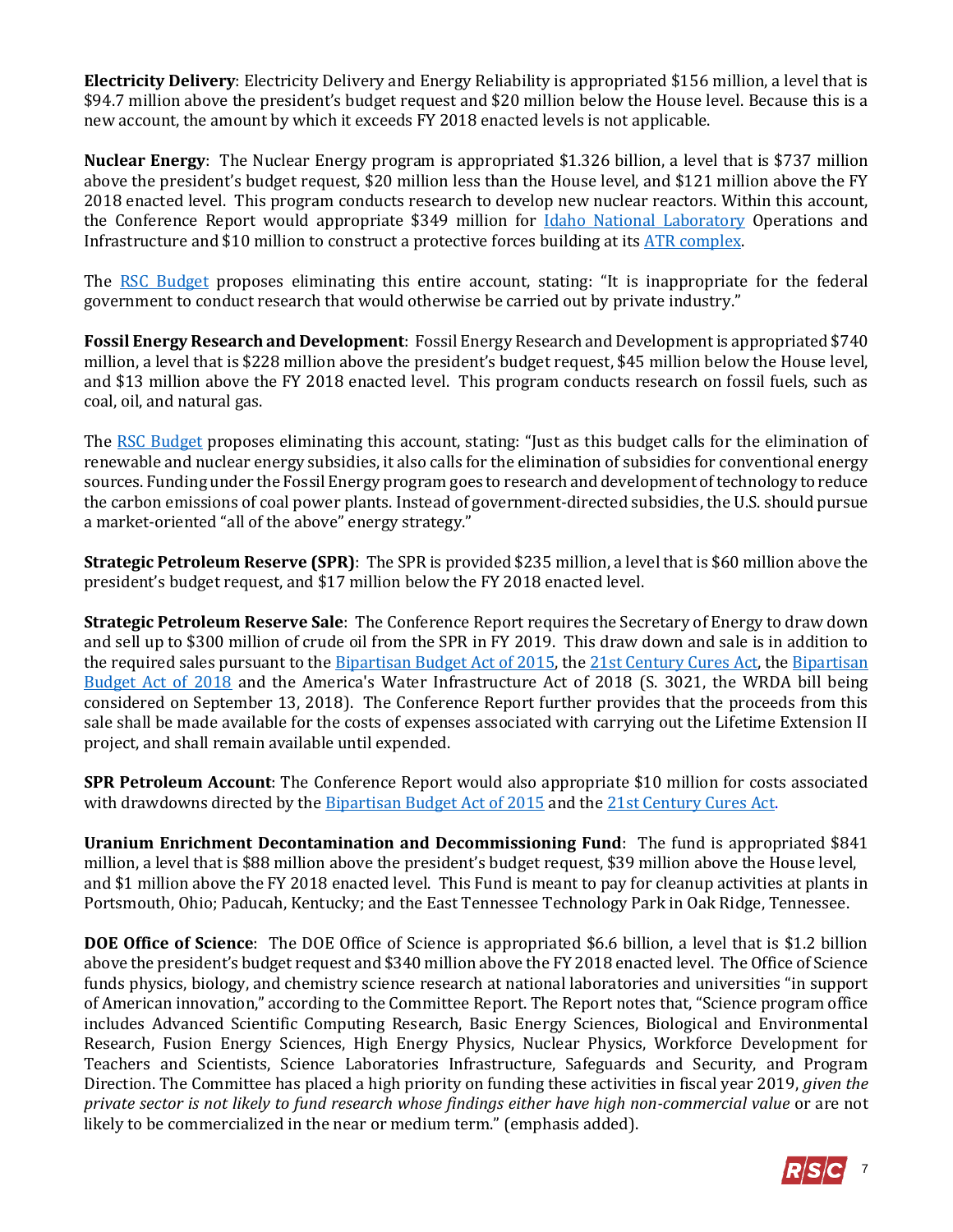**Electricity Delivery**: Electricity Delivery and Energy Reliability is appropriated $156 million, a level that is $94.7 million above the president's budget request and $20 million below the House level. Because this is a new account, the amount by which it exceeds FY 2018 enacted levels is not applicable.

**Nuclear Energy**: The Nuclear Energy program is appropriated $1.326 billion, a level that is $737 million above the president's budget request, $20 million less than the House level, and $121 million above the FY 2018 enacted level. This program conducts research to develop new nuclear reactors. Within this account, the Conference Report would appropriate $349 million for Idaho National Laboratory Operations and Infrastructure and $10 million to construct a protective forces building at its ATR complex.

The RSC Budget proposes eliminating this entire account, stating: "It is inappropriate for the federal government to conduct research that would otherwise be carried out by private industry."

**Fossil Energy Research and Development**: Fossil Energy Research and Development is appropriated $740 million, a level that is $228 million above the president's budget request, $45 million below the House level, and $13 million above the FY 2018 enacted level. This program conducts research on fossil fuels, such as coal, oil, and natural gas.

The RSC Budget proposes eliminating this account, stating: "Just as this budget calls for the elimination of renewable and nuclear energy subsidies, it also calls for the elimination of subsidies for conventional energy sources. Funding under the Fossil Energy program goes to research and development of technology to reduce the carbon emissions of coal power plants. Instead of government-directed subsidies, the U.S. should pursue a market-oriented "all of the above" energy strategy."

**Strategic Petroleum Reserve (SPR)**: The SPR is provided $235 million, a level that is $60 million above the president's budget request, and $17 million below the FY 2018 enacted level.

**Strategic Petroleum Reserve Sale**: The Conference Report requires the Secretary of Energy to draw down and sell up to $300 million of crude oil from the SPR in FY 2019. This draw down and sale is in addition to the required sales pursuant to the Bipartisan Budget Act of 2015, the 21st Century Cures Act, the Bipartisan Budget Act of 2018 and the America's Water Infrastructure Act of 2018 (S. 3021, the WRDA bill being considered on September 13, 2018). The Conference Report further provides that the proceeds from this sale shall be made available for the costs of expenses associated with carrying out the Lifetime Extension II project, and shall remain available until expended.

**SPR Petroleum Account**: The Conference Report would also appropriate $10 million for costs associated with drawdowns directed by the Bipartisan Budget Act of 2015 and the 21st Century Cures Act.

**Uranium Enrichment Decontamination and Decommissioning Fund**: The fund is appropriated $841 million, a level that is $88 million above the president's budget request, $39 million above the House level, and $1 million above the FY 2018 enacted level. This Fund is meant to pay for cleanup activities at plants in Portsmouth, Ohio; Paducah, Kentucky; and the East Tennessee Technology Park in Oak Ridge, Tennessee.

**DOE Office of Science**: The DOE Office of Science is appropriated $6.6 billion, a level that is $1.2 billion above the president's budget request and $340 million above the FY 2018 enacted level. The Office of Science funds physics, biology, and chemistry science research at national laboratories and universities "in support of American innovation," according to the Committee Report. The Report notes that, "Science program office includes Advanced Scientific Computing Research, Basic Energy Sciences, Biological and Environmental Research, Fusion Energy Sciences, High Energy Physics, Nuclear Physics, Workforce Development for Teachers and Scientists, Science Laboratories Infrastructure, Safeguards and Security, and Program Direction. The Committee has placed a high priority on funding these activities in fiscal year 2019, *given the private sector is not likely to fund research whose findings either have high non-commercial value* or are not likely to be commercialized in the near or medium term." (emphasis added).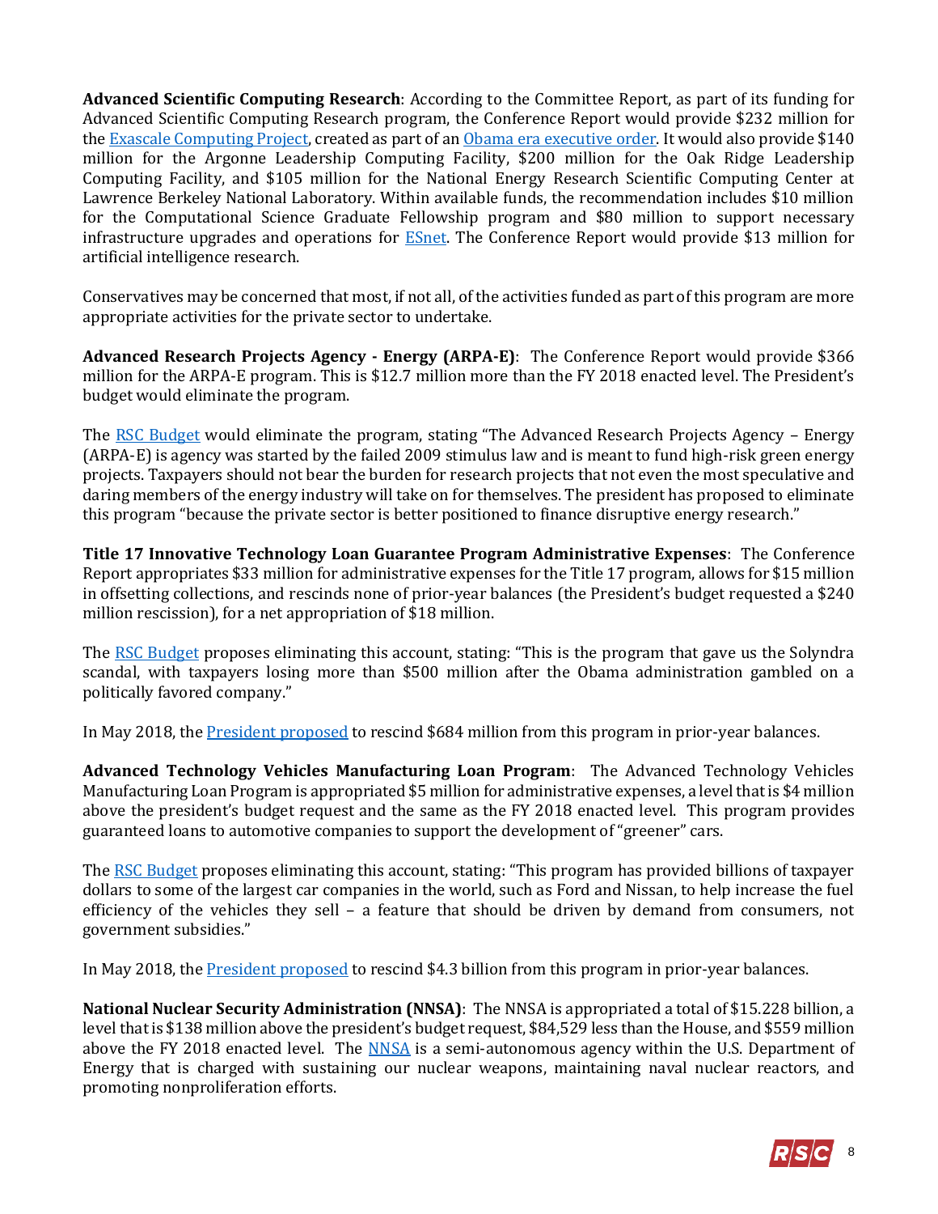**Advanced Scientific Computing Research**: According to the Committee Report, as part of its funding for Advanced Scientific Computing Research program, the Conference Report would provide $232 million for the Exascale Computing Project, created as part of an Obama era executive order. It would also provide $140 million for the Argonne Leadership Computing Facility, $200 million for the Oak Ridge Leadership Computing Facility, and $105 million for the National Energy Research Scientific Computing Center at Lawrence Berkeley National Laboratory. Within available funds, the recommendation includes $10 million for the Computational Science Graduate Fellowship program and $80 million to support necessary infrastructure upgrades and operations for ESnet. The Conference Report would provide $13 million for artificial intelligence research.

Conservatives may be concerned that most, if not all, of the activities funded as part of this program are more appropriate activities for the private sector to undertake.

**Advanced Research Projects Agency - Energy (ARPA-E)**: The Conference Report would provide $366 million for the ARPA-E program. This is $12.7 million more than the FY 2018 enacted level. The President's budget would eliminate the program.

The RSC Budget would eliminate the program, stating "The Advanced Research Projects Agency – Energy (ARPA-E) is agency was started by the failed 2009 stimulus law and is meant to fund high-risk green energy projects. Taxpayers should not bear the burden for research projects that not even the most speculative and daring members of the energy industry will take on for themselves. The president has proposed to eliminate this program "because the private sector is better positioned to finance disruptive energy research."

**Title 17 Innovative Technology Loan Guarantee Program Administrative Expenses**: The Conference Report appropriates $33 million for administrative expenses for the Title 17 program, allows for $15 million in offsetting collections, and rescinds none of prior-year balances (the President's budget requested a $240 million rescission), for a net appropriation of $18 million.

The RSC Budget proposes eliminating this account, stating: "This is the program that gave us the Solyndra scandal, with taxpayers losing more than $500 million after the Obama administration gambled on a politically favored company."

In May 2018, the President proposed to rescind $684 million from this program in prior-year balances.

**Advanced Technology Vehicles Manufacturing Loan Program**: The Advanced Technology Vehicles Manufacturing Loan Program is appropriated $5 million for administrative expenses, a level that is $4 million above the president's budget request and the same as the FY 2018 enacted level. This program provides guaranteed loans to automotive companies to support the development of "greener" cars.

The RSC Budget proposes eliminating this account, stating: "This program has provided billions of taxpayer dollars to some of the largest car companies in the world, such as Ford and Nissan, to help increase the fuel efficiency of the vehicles they sell – a feature that should be driven by demand from consumers, not government subsidies."

In May 2018, the President proposed to rescind $4.3 billion from this program in prior-year balances.

**National Nuclear Security Administration (NNSA)**: The NNSA is appropriated a total of $15.228 billion, a level that is $138 million above the president's budget request, $84,529 less than the House, and $559 million above the FY 2018 enacted level. The NNSA is a semi-autonomous agency within the U.S. Department of Energy that is charged with sustaining our nuclear weapons, maintaining naval nuclear reactors, and promoting nonproliferation efforts.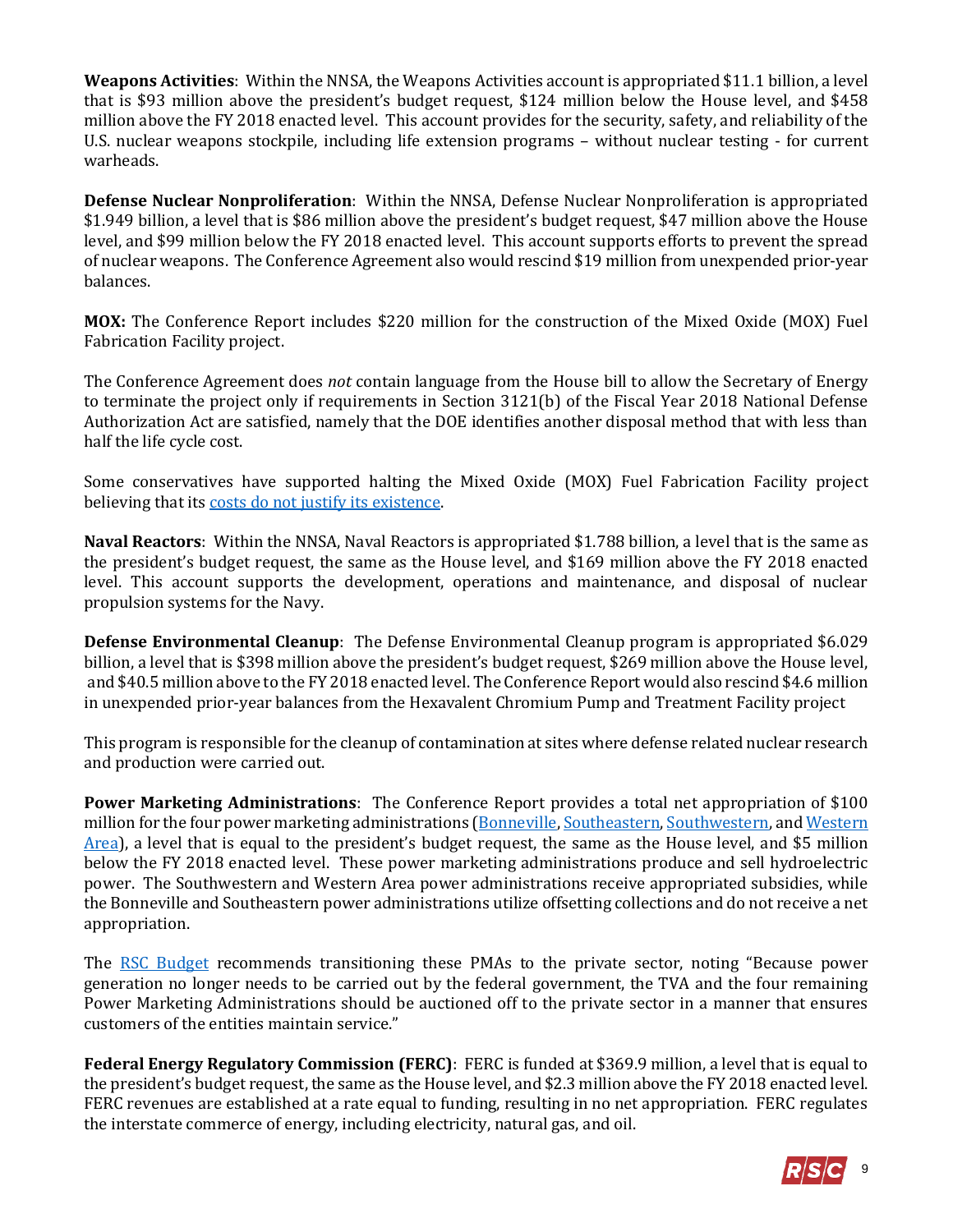**Weapons Activities**: Within the NNSA, the Weapons Activities account is appropriated $11.1 billion, a level that is $93 million above the president's budget request, $124 million below the House level, and $458 million above the FY 2018 enacted level. This account provides for the security, safety, and reliability of the U.S. nuclear weapons stockpile, including life extension programs – without nuclear testing - for current warheads.

**Defense Nuclear Nonproliferation**: Within the NNSA, Defense Nuclear Nonproliferation is appropriated $1.949 billion, a level that is $86 million above the president's budget request, $47 million above the House level, and $99 million below the FY 2018 enacted level. This account supports efforts to prevent the spread of nuclear weapons. The Conference Agreement also would rescind $19 million from unexpended prior-year balances.

**MOX:** The Conference Report includes $220 million for the construction of the Mixed Oxide (MOX) Fuel Fabrication Facility project.

The Conference Agreement does *not* contain language from the House bill to allow the Secretary of Energy to terminate the project only if requirements in Section 3121(b) of the Fiscal Year 2018 National Defense Authorization Act are satisfied, namely that the DOE identifies another disposal method that with less than half the life cycle cost.

Some conservatives have supported halting the Mixed Oxide (MOX) Fuel Fabrication Facility project believing that its costs do not justify its existence.

**Naval Reactors**: Within the NNSA, Naval Reactors is appropriated $1.788 billion, a level that is the same as the president's budget request, the same as the House level, and $169 million above the FY 2018 enacted level. This account supports the development, operations and maintenance, and disposal of nuclear propulsion systems for the Navy.

**Defense Environmental Cleanup**: The Defense Environmental Cleanup program is appropriated $6.029 billion, a level that is $398 million above the president's budget request, $269 million above the House level, and $40.5 million above to the FY 2018 enacted level. The Conference Report would also rescind $4.6 million in unexpended prior-year balances from the Hexavalent Chromium Pump and Treatment Facility project

This program is responsible for the cleanup of contamination at sites where defense related nuclear research and production were carried out.

**Power Marketing Administrations**: The Conference Report provides a total net appropriation of $100 million for the four power marketing administrations (Bonneville, Southeastern, Southwestern, and Western Area), a level that is equal to the president's budget request, the same as the House level, and $5 million below the FY 2018 enacted level. These power marketing administrations produce and sell hydroelectric power. The Southwestern and Western Area power administrations receive appropriated subsidies, while the Bonneville and Southeastern power administrations utilize offsetting collections and do not receive a net appropriation.

The RSC Budget recommends transitioning these PMAs to the private sector, noting "Because power generation no longer needs to be carried out by the federal government, the TVA and the four remaining Power Marketing Administrations should be auctioned off to the private sector in a manner that ensures customers of the entities maintain service."

**Federal Energy Regulatory Commission (FERC)**: FERC is funded at $369.9 million, a level that is equal to the president's budget request, the same as the House level, and $2.3 million above the FY 2018 enacted level. FERC revenues are established at a rate equal to funding, resulting in no net appropriation. FERC regulates the interstate commerce of energy, including electricity, natural gas, and oil.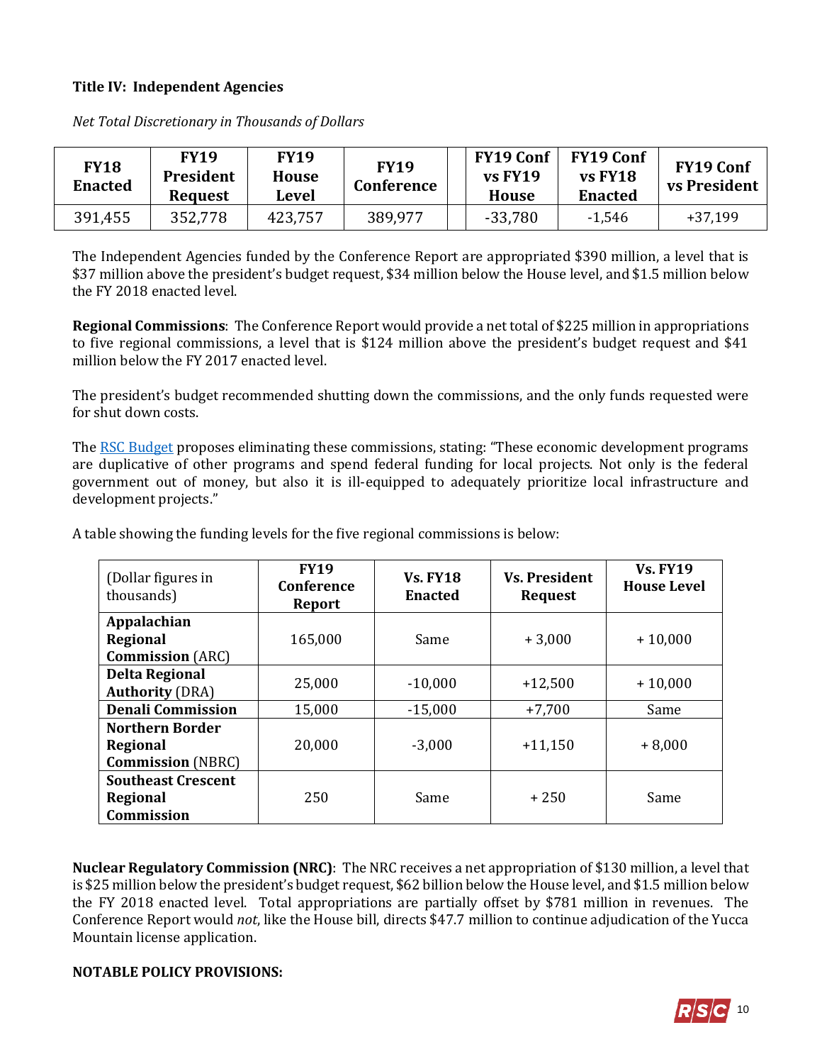**Title IV: Independent Agencies**

*Net Total Discretionary in Thousands of Dollars*

| FY18 Enacted | FY19 President Request | FY19 House Level | FY19 Conference | | FY19 Conf vs FY19 House | FY19 Conf vs FY18 Enacted | FY19 Conf vs President |
|---|---|---|---|---|---|---|---|
| 391,455 | 352,778 | 423,757 | 389,977 | | -33,780 | -1,546 | +37,199 |

The Independent Agencies funded by the Conference Report are appropriated $390 million, a level that is $37 million above the president's budget request, $34 million below the House level, and $1.5 million below the FY 2018 enacted level.

**Regional Commissions**: The Conference Report would provide a net total of $225 million in appropriations to five regional commissions, a level that is $124 million above the president's budget request and $41 million below the FY 2017 enacted level.

The president's budget recommended shutting down the commissions, and the only funds requested were for shut down costs.

The RSC Budget proposes eliminating these commissions, stating: "These economic development programs are duplicative of other programs and spend federal funding for local projects. Not only is the federal government out of money, but also it is ill-equipped to adequately prioritize local infrastructure and development projects."

A table showing the funding levels for the five regional commissions is below:

| (Dollar figures in thousands) | FY19 Conference Report | Vs. FY18 Enacted | Vs. President Request | Vs. FY19 House Level |
|---|---|---|---|---|
| **Appalachian Regional Commission** (ARC) | 165,000 | Same | + 3,000 | + 10,000 |
| **Delta Regional Authority** (DRA) | 25,000 | -10,000 | +12,500 | + 10,000 |
| **Denali Commission** | 15,000 | -15,000 | +7,700 | Same |
| **Northern Border Regional Commission** (NBRC) | 20,000 | -3,000 | +11,150 | + 8,000 |
| **Southeast Crescent Regional Commission** | 250 | Same | + 250 | Same |

**Nuclear Regulatory Commission (NRC)**: The NRC receives a net appropriation of $130 million, a level that is $25 million below the president's budget request, $62 billion below the House level, and $1.5 million below the FY 2018 enacted level. Total appropriations are partially offset by $781 million in revenues. The Conference Report would *not*, like the House bill, directs $47.7 million to continue adjudication of the Yucca Mountain license application.

**NOTABLE POLICY PROVISIONS:**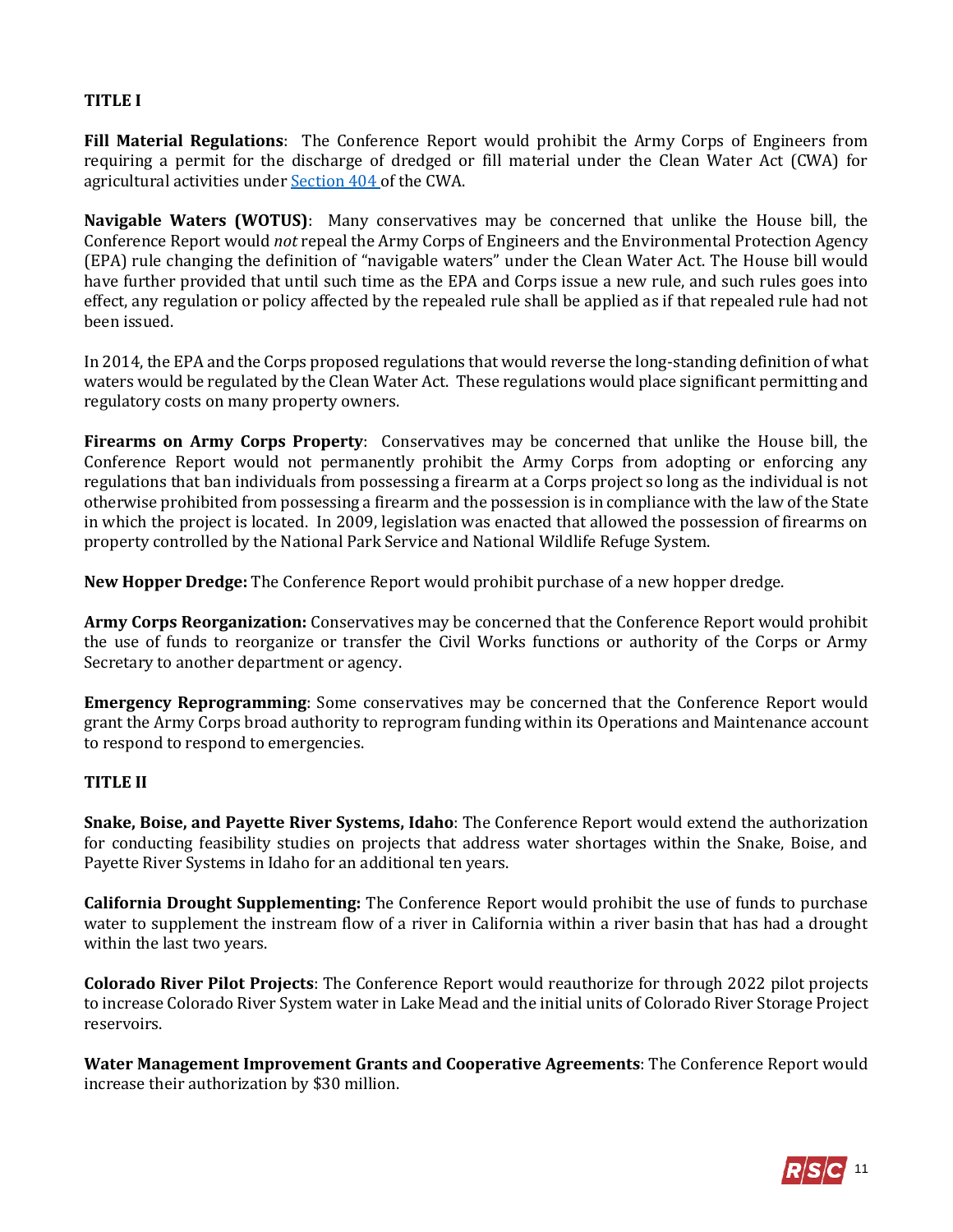**TITLE I**

**Fill Material Regulations**: The Conference Report would prohibit the Army Corps of Engineers from requiring a permit for the discharge of dredged or fill material under the Clean Water Act (CWA) for agricultural activities under [Section 404](#) of the CWA.

**Navigable Waters (WOTUS)**: Many conservatives may be concerned that unlike the House bill, the Conference Report would *not* repeal the Army Corps of Engineers and the Environmental Protection Agency (EPA) rule changing the definition of "navigable waters" under the Clean Water Act. The House bill would have further provided that until such time as the EPA and Corps issue a new rule, and such rules goes into effect, any regulation or policy affected by the repealed rule shall be applied as if that repealed rule had not been issued.

In 2014, the EPA and the Corps proposed regulations that would reverse the long-standing definition of what waters would be regulated by the Clean Water Act. These regulations would place significant permitting and regulatory costs on many property owners.

**Firearms on Army Corps Property**: Conservatives may be concerned that unlike the House bill, the Conference Report would not permanently prohibit the Army Corps from adopting or enforcing any regulations that ban individuals from possessing a firearm at a Corps project so long as the individual is not otherwise prohibited from possessing a firearm and the possession is in compliance with the law of the State in which the project is located. In 2009, legislation was enacted that allowed the possession of firearms on property controlled by the National Park Service and National Wildlife Refuge System.

**New Hopper Dredge:** The Conference Report would prohibit purchase of a new hopper dredge.

**Army Corps Reorganization:** Conservatives may be concerned that the Conference Report would prohibit the use of funds to reorganize or transfer the Civil Works functions or authority of the Corps or Army Secretary to another department or agency.

**Emergency Reprogramming**: Some conservatives may be concerned that the Conference Report would grant the Army Corps broad authority to reprogram funding within its Operations and Maintenance account to respond to respond to emergencies.

**TITLE II**

**Snake, Boise, and Payette River Systems, Idaho**: The Conference Report would extend the authorization for conducting feasibility studies on projects that address water shortages within the Snake, Boise, and Payette River Systems in Idaho for an additional ten years.

**California Drought Supplementing:** The Conference Report would prohibit the use of funds to purchase water to supplement the instream flow of a river in California within a river basin that has had a drought within the last two years.

**Colorado River Pilot Projects**: The Conference Report would reauthorize for through 2022 pilot projects to increase Colorado River System water in Lake Mead and the initial units of Colorado River Storage Project reservoirs.

**Water Management Improvement Grants and Cooperative Agreements**: The Conference Report would increase their authorization by $30 million.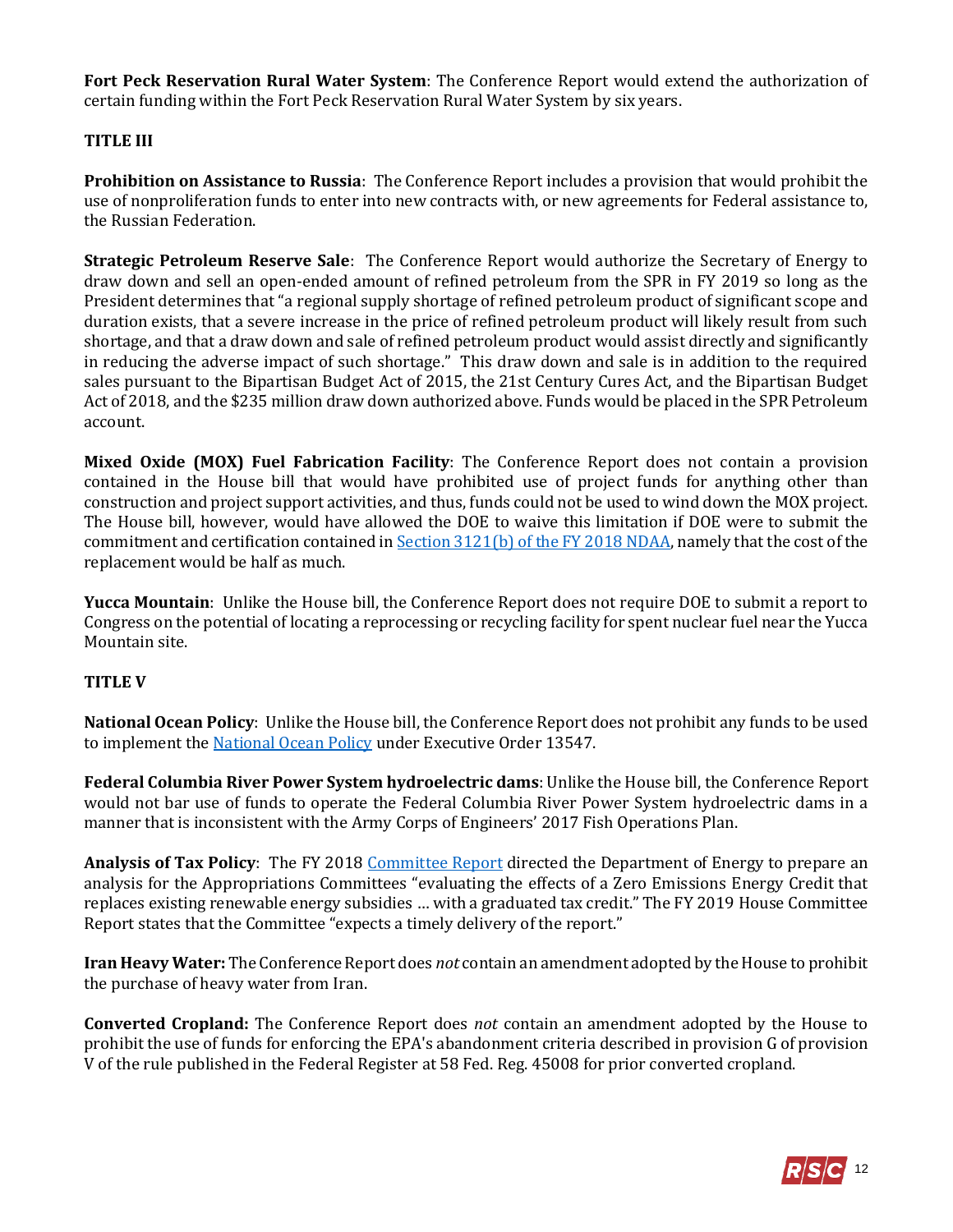**Fort Peck Reservation Rural Water System**: The Conference Report would extend the authorization of certain funding within the Fort Peck Reservation Rural Water System by six years.

**TITLE III**

**Prohibition on Assistance to Russia**: The Conference Report includes a provision that would prohibit the use of nonproliferation funds to enter into new contracts with, or new agreements for Federal assistance to, the Russian Federation.

**Strategic Petroleum Reserve Sale**: The Conference Report would authorize the Secretary of Energy to draw down and sell an open-ended amount of refined petroleum from the SPR in FY 2019 so long as the President determines that "a regional supply shortage of refined petroleum product of significant scope and duration exists, that a severe increase in the price of refined petroleum product will likely result from such shortage, and that a draw down and sale of refined petroleum product would assist directly and significantly in reducing the adverse impact of such shortage." This draw down and sale is in addition to the required sales pursuant to the Bipartisan Budget Act of 2015, the 21st Century Cures Act, and the Bipartisan Budget Act of 2018, and the $235 million draw down authorized above. Funds would be placed in the SPR Petroleum account.

**Mixed Oxide (MOX) Fuel Fabrication Facility**: The Conference Report does not contain a provision contained in the House bill that would have prohibited use of project funds for anything other than construction and project support activities, and thus, funds could not be used to wind down the MOX project. The House bill, however, would have allowed the DOE to waive this limitation if DOE were to submit the commitment and certification contained in Section 3121(b) of the FY 2018 NDAA, namely that the cost of the replacement would be half as much.

**Yucca Mountain**: Unlike the House bill, the Conference Report does not require DOE to submit a report to Congress on the potential of locating a reprocessing or recycling facility for spent nuclear fuel near the Yucca Mountain site.

**TITLE V**

**National Ocean Policy**: Unlike the House bill, the Conference Report does not prohibit any funds to be used to implement the National Ocean Policy under Executive Order 13547.

**Federal Columbia River Power System hydroelectric dams**: Unlike the House bill, the Conference Report would not bar use of funds to operate the Federal Columbia River Power System hydroelectric dams in a manner that is inconsistent with the Army Corps of Engineers' 2017 Fish Operations Plan.

**Analysis of Tax Policy**: The FY 2018 Committee Report directed the Department of Energy to prepare an analysis for the Appropriations Committees "evaluating the effects of a Zero Emissions Energy Credit that replaces existing renewable energy subsidies … with a graduated tax credit." The FY 2019 House Committee Report states that the Committee "expects a timely delivery of the report."

**Iran Heavy Water:** The Conference Report does *not* contain an amendment adopted by the House to prohibit the purchase of heavy water from Iran.

**Converted Cropland:** The Conference Report does *not* contain an amendment adopted by the House to prohibit the use of funds for enforcing the EPA's abandonment criteria described in provision G of provision V of the rule published in the Federal Register at 58 Fed. Reg. 45008 for prior converted cropland.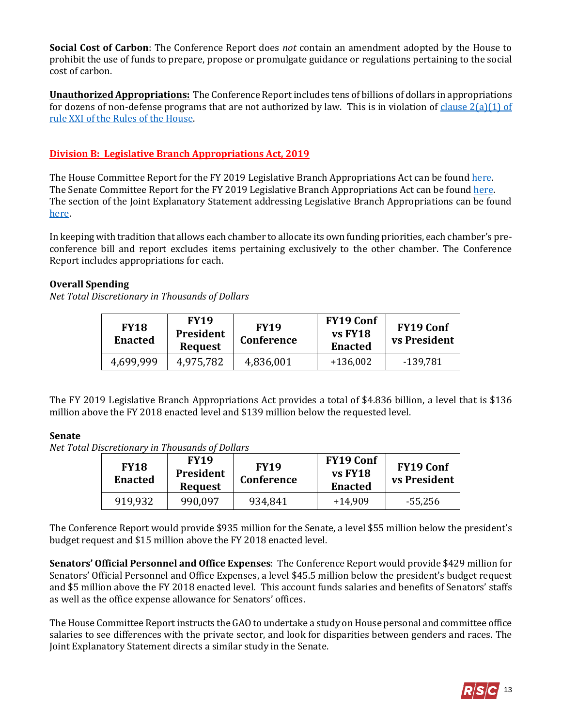**Social Cost of Carbon**: The Conference Report does *not* contain an amendment adopted by the House to prohibit the use of funds to prepare, propose or promulgate guidance or regulations pertaining to the social cost of carbon.

**Unauthorized Appropriations:** The Conference Report includes tens of billions of dollars in appropriations for dozens of non-defense programs that are not authorized by law. This is in violation of [clause 2(a)(1) of rule XXI of the Rules of the House](#).

## Division B: Legislative Branch Appropriations Act, 2019

The House Committee Report for the FY 2019 Legislative Branch Appropriations Act can be found [here](#). The Senate Committee Report for the FY 2019 Legislative Branch Appropriations Act can be found [here](#). The section of the Joint Explanatory Statement addressing Legislative Branch Appropriations can be found [here](#).

In keeping with tradition that allows each chamber to allocate its own funding priorities, each chamber's pre-conference bill and report excludes items pertaining exclusively to the other chamber. The Conference Report includes appropriations for each.

**Overall Spending**

*Net Total Discretionary in Thousands of Dollars*

| FY18 Enacted | FY19 President Request | FY19 Conference | | FY19 Conf vs FY18 Enacted | FY19 Conf vs President |
|---|---|---|---|---|---|
| 4,699,999 | 4,975,782 | 4,836,001 | | +136,002 | -139,781 |

The FY 2019 Legislative Branch Appropriations Act provides a total of $4.836 billion, a level that is $136 million above the FY 2018 enacted level and $139 million below the requested level.

**Senate**

*Net Total Discretionary in Thousands of Dollars*

| FY18 Enacted | FY19 President Request | FY19 Conference | | FY19 Conf vs FY18 Enacted | FY19 Conf vs President |
|---|---|---|---|---|---|
| 919,932 | 990,097 | 934,841 | | +14,909 | -55,256 |

The Conference Report would provide $935 million for the Senate, a level $55 million below the president's budget request and $15 million above the FY 2018 enacted level.

**Senators' Official Personnel and Office Expenses**: The Conference Report would provide $429 million for Senators' Official Personnel and Office Expenses, a level $45.5 million below the president's budget request and $5 million above the FY 2018 enacted level. This account funds salaries and benefits of Senators' staffs as well as the office expense allowance for Senators' offices.

The House Committee Report instructs the GAO to undertake a study on House personal and committee office salaries to see differences with the private sector, and look for disparities between genders and races. The Joint Explanatory Statement directs a similar study in the Senate.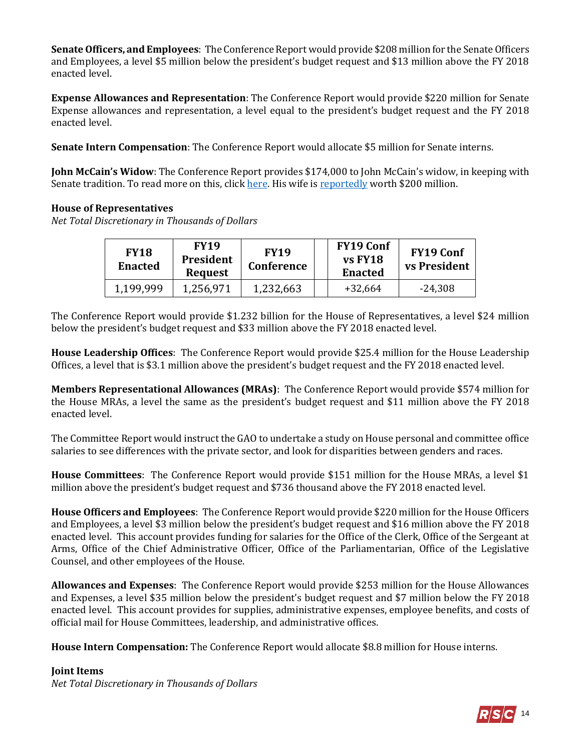**Senate Officers, and Employees**: The Conference Report would provide $208 million for the Senate Officers and Employees, a level $5 million below the president's budget request and $13 million above the FY 2018 enacted level.

**Expense Allowances and Representation**: The Conference Report would provide $220 million for Senate Expense allowances and representation, a level equal to the president's budget request and the FY 2018 enacted level.

**Senate Intern Compensation**: The Conference Report would allocate $5 million for Senate interns.

**John McCain's Widow**: The Conference Report provides $174,000 to John McCain's widow, in keeping with Senate tradition. To read more on this, click here. His wife is reportedly worth $200 million.

**House of Representatives**

*Net Total Discretionary in Thousands of Dollars*

| FY18 Enacted | FY19 President Request | FY19 Conference | | FY19 Conf vs FY18 Enacted | FY19 Conf vs President |
|---|---|---|---|---|---|
| 1,199,999 | 1,256,971 | 1,232,663 | | +32,664 | -24,308 |

The Conference Report would provide $1.232 billion for the House of Representatives, a level $24 million below the president's budget request and $33 million above the FY 2018 enacted level.

**House Leadership Offices**: The Conference Report would provide $25.4 million for the House Leadership Offices, a level that is $3.1 million above the president's budget request and the FY 2018 enacted level.

**Members Representational Allowances (MRAs)**: The Conference Report would provide $574 million for the House MRAs, a level the same as the president's budget request and $11 million above the FY 2018 enacted level.

The Committee Report would instruct the GAO to undertake a study on House personal and committee office salaries to see differences with the private sector, and look for disparities between genders and races.

**House Committees**: The Conference Report would provide $151 million for the House MRAs, a level $1 million above the president's budget request and $736 thousand above the FY 2018 enacted level.

**House Officers and Employees**: The Conference Report would provide $220 million for the House Officers and Employees, a level $3 million below the president's budget request and $16 million above the FY 2018 enacted level. This account provides funding for salaries for the Office of the Clerk, Office of the Sergeant at Arms, Office of the Chief Administrative Officer, Office of the Parliamentarian, Office of the Legislative Counsel, and other employees of the House.

**Allowances and Expenses**: The Conference Report would provide $253 million for the House Allowances and Expenses, a level $35 million below the president's budget request and $7 million below the FY 2018 enacted level. This account provides for supplies, administrative expenses, employee benefits, and costs of official mail for House Committees, leadership, and administrative offices.

**House Intern Compensation:** The Conference Report would allocate $8.8 million for House interns.

**Joint Items**

*Net Total Discretionary in Thousands of Dollars*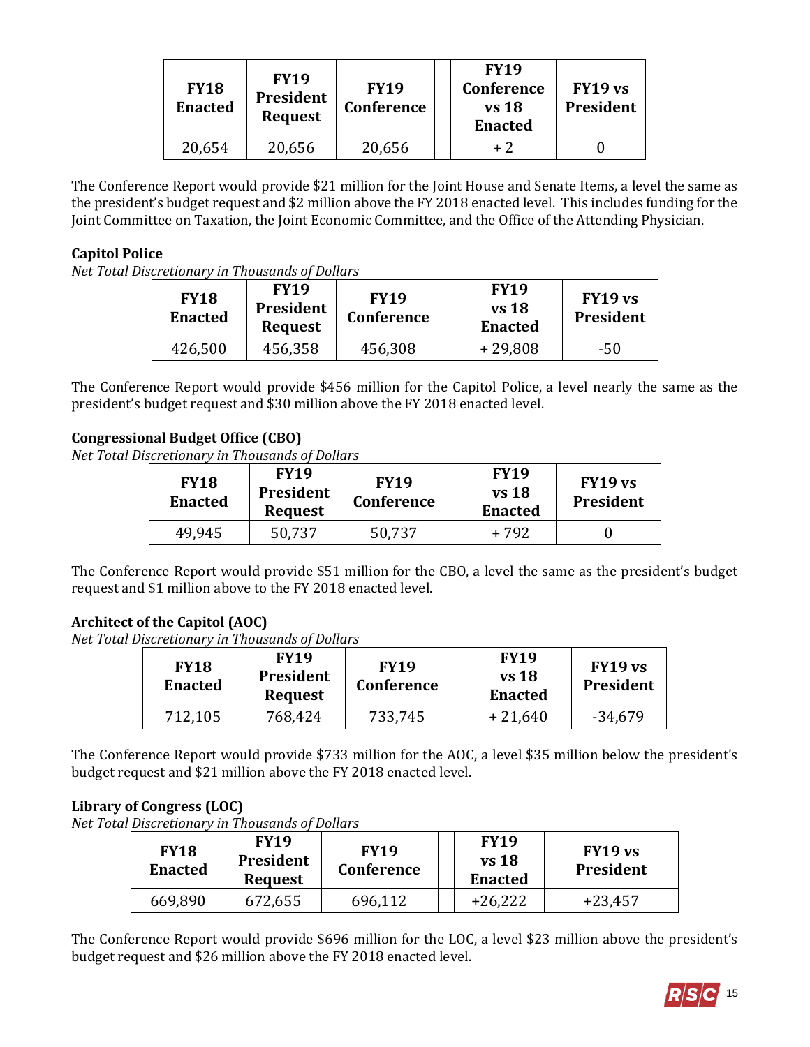| FY18 Enacted | FY19 President Request | FY19 Conference | | FY19 Conference vs 18 Enacted | FY19 vs President |
|---|---|---|---|---|---|
| 20,654 | 20,656 | 20,656 | | + 2 | 0 |

The Conference Report would provide $21 million for the Joint House and Senate Items, a level the same as the president's budget request and $2 million above the FY 2018 enacted level. This includes funding for the Joint Committee on Taxation, the Joint Economic Committee, and the Office of the Attending Physician.

**Capitol Police**

*Net Total Discretionary in Thousands of Dollars*

| FY18 Enacted | FY19 President Request | FY19 Conference | | FY19 vs 18 Enacted | FY19 vs President |
|---|---|---|---|---|---|
| 426,500 | 456,358 | 456,308 | | + 29,808 | -50 |

The Conference Report would provide $456 million for the Capitol Police, a level nearly the same as the president's budget request and $30 million above the FY 2018 enacted level.

**Congressional Budget Office (CBO)**

*Net Total Discretionary in Thousands of Dollars*

| FY18 Enacted | FY19 President Request | FY19 Conference | | FY19 vs 18 Enacted | FY19 vs President |
|---|---|---|---|---|---|
| 49,945 | 50,737 | 50,737 | | + 792 | 0 |

The Conference Report would provide $51 million for the CBO, a level the same as the president's budget request and $1 million above to the FY 2018 enacted level.

**Architect of the Capitol (AOC)**

*Net Total Discretionary in Thousands of Dollars*

| FY18 Enacted | FY19 President Request | FY19 Conference | | FY19 vs 18 Enacted | FY19 vs President |
|---|---|---|---|---|---|
| 712,105 | 768,424 | 733,745 | | + 21,640 | -34,679 |

The Conference Report would provide $733 million for the AOC, a level $35 million below the president's budget request and $21 million above the FY 2018 enacted level.

**Library of Congress (LOC)**

*Net Total Discretionary in Thousands of Dollars*

| FY18 Enacted | FY19 President Request | FY19 Conference | | FY19 vs 18 Enacted | FY19 vs President |
|---|---|---|---|---|---|
| 669,890 | 672,655 | 696,112 | | +26,222 | +23,457 |

The Conference Report would provide $696 million for the LOC, a level $23 million above the president's budget request and $26 million above the FY 2018 enacted level.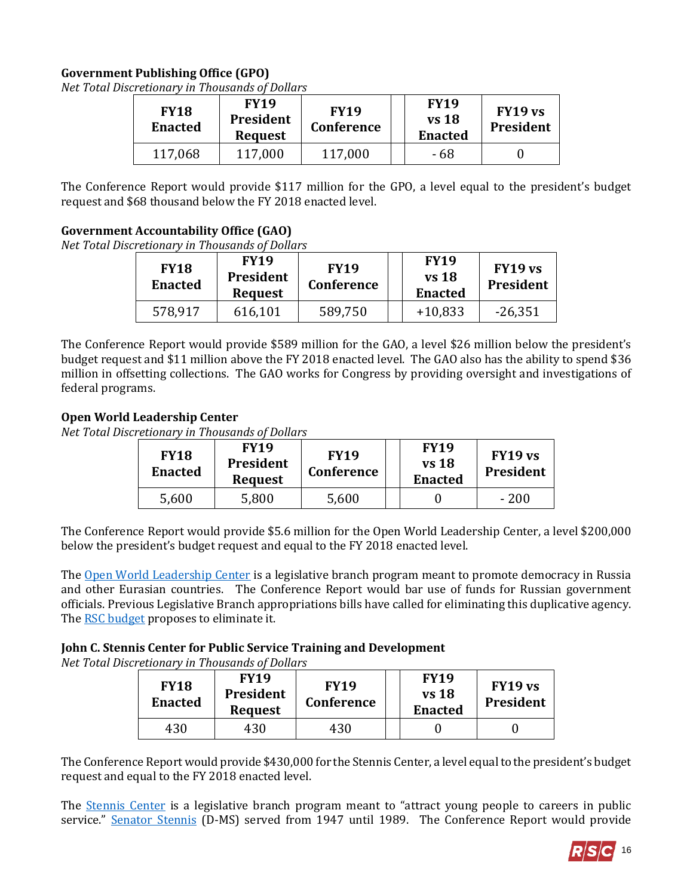**Government Publishing Office (GPO)**

*Net Total Discretionary in Thousands of Dollars*

| FY18 Enacted | FY19 President Request | FY19 Conference | | FY19 vs 18 Enacted | FY19 vs President |
|---|---|---|---|---|---|
| 117,068 | 117,000 | 117,000 | | - 68 | 0 |

The Conference Report would provide $117 million for the GPO, a level equal to the president's budget request and $68 thousand below the FY 2018 enacted level.

**Government Accountability Office (GAO)**

*Net Total Discretionary in Thousands of Dollars*

| FY18 Enacted | FY19 President Request | FY19 Conference | | FY19 vs 18 Enacted | FY19 vs President |
|---|---|---|---|---|---|
| 578,917 | 616,101 | 589,750 | | +10,833 | -26,351 |

The Conference Report would provide $589 million for the GAO, a level $26 million below the president's budget request and $11 million above the FY 2018 enacted level. The GAO also has the ability to spend $36 million in offsetting collections. The GAO works for Congress by providing oversight and investigations of federal programs.

**Open World Leadership Center**

*Net Total Discretionary in Thousands of Dollars*

| FY18 Enacted | FY19 President Request | FY19 Conference | | FY19 vs 18 Enacted | FY19 vs President |
|---|---|---|---|---|---|
| 5,600 | 5,800 | 5,600 | | 0 | - 200 |

The Conference Report would provide $5.6 million for the Open World Leadership Center, a level $200,000 below the president's budget request and equal to the FY 2018 enacted level.

The Open World Leadership Center is a legislative branch program meant to promote democracy in Russia and other Eurasian countries. The Conference Report would bar use of funds for Russian government officials. Previous Legislative Branch appropriations bills have called for eliminating this duplicative agency. The RSC budget proposes to eliminate it.

**John C. Stennis Center for Public Service Training and Development**

*Net Total Discretionary in Thousands of Dollars*

| FY18 Enacted | FY19 President Request | FY19 Conference | | FY19 vs 18 Enacted | FY19 vs President |
|---|---|---|---|---|---|
| 430 | 430 | 430 | | 0 | 0 |

The Conference Report would provide $430,000 for the Stennis Center, a level equal to the president's budget request and equal to the FY 2018 enacted level.

The Stennis Center is a legislative branch program meant to "attract young people to careers in public service." Senator Stennis (D-MS) served from 1947 until 1989. The Conference Report would provide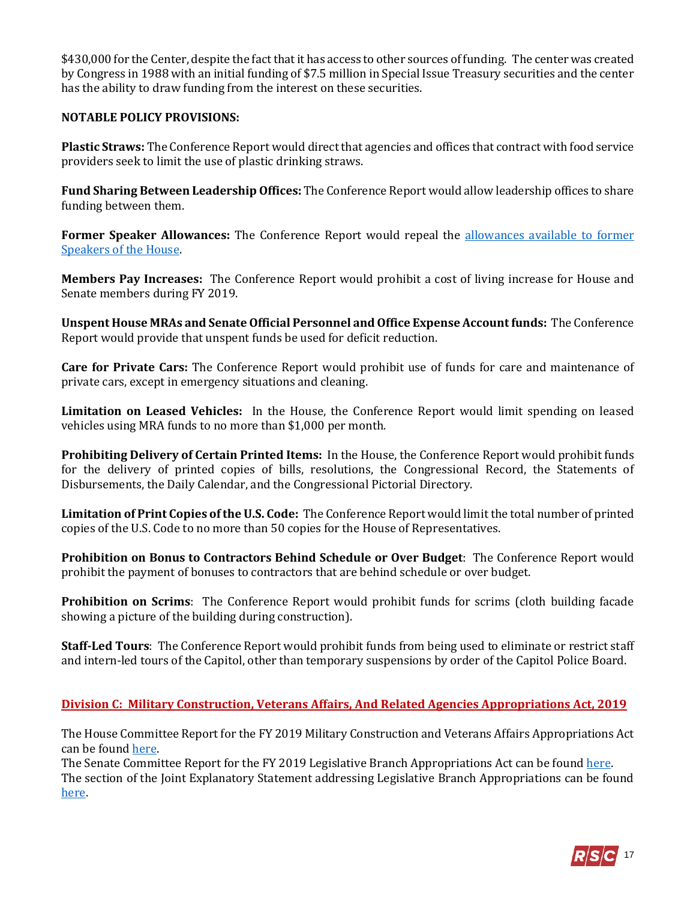$430,000 for the Center, despite the fact that it has access to other sources of funding. The center was created by Congress in 1988 with an initial funding of $7.5 million in Special Issue Treasury securities and the center has the ability to draw funding from the interest on these securities.

**NOTABLE POLICY PROVISIONS:**

**Plastic Straws:** The Conference Report would direct that agencies and offices that contract with food service providers seek to limit the use of plastic drinking straws.

**Fund Sharing Between Leadership Offices:** The Conference Report would allow leadership offices to share funding between them.

**Former Speaker Allowances:** The Conference Report would repeal the allowances available to former Speakers of the House.

**Members Pay Increases:** The Conference Report would prohibit a cost of living increase for House and Senate members during FY 2019.

**Unspent House MRAs and Senate Official Personnel and Office Expense Account funds:** The Conference Report would provide that unspent funds be used for deficit reduction.

**Care for Private Cars:** The Conference Report would prohibit use of funds for care and maintenance of private cars, except in emergency situations and cleaning.

**Limitation on Leased Vehicles:** In the House, the Conference Report would limit spending on leased vehicles using MRA funds to no more than $1,000 per month.

**Prohibiting Delivery of Certain Printed Items:** In the House, the Conference Report would prohibit funds for the delivery of printed copies of bills, resolutions, the Congressional Record, the Statements of Disbursements, the Daily Calendar, and the Congressional Pictorial Directory.

**Limitation of Print Copies of the U.S. Code:** The Conference Report would limit the total number of printed copies of the U.S. Code to no more than 50 copies for the House of Representatives.

**Prohibition on Bonus to Contractors Behind Schedule or Over Budget**: The Conference Report would prohibit the payment of bonuses to contractors that are behind schedule or over budget.

**Prohibition on Scrims**: The Conference Report would prohibit funds for scrims (cloth building facade showing a picture of the building during construction).

**Staff-Led Tours**: The Conference Report would prohibit funds from being used to eliminate or restrict staff and intern-led tours of the Capitol, other than temporary suspensions by order of the Capitol Police Board.

## Division C: Military Construction, Veterans Affairs, And Related Agencies Appropriations Act, 2019

The House Committee Report for the FY 2019 Military Construction and Veterans Affairs Appropriations Act can be found here.
The Senate Committee Report for the FY 2019 Legislative Branch Appropriations Act can be found here.
The section of the Joint Explanatory Statement addressing Legislative Branch Appropriations can be found here.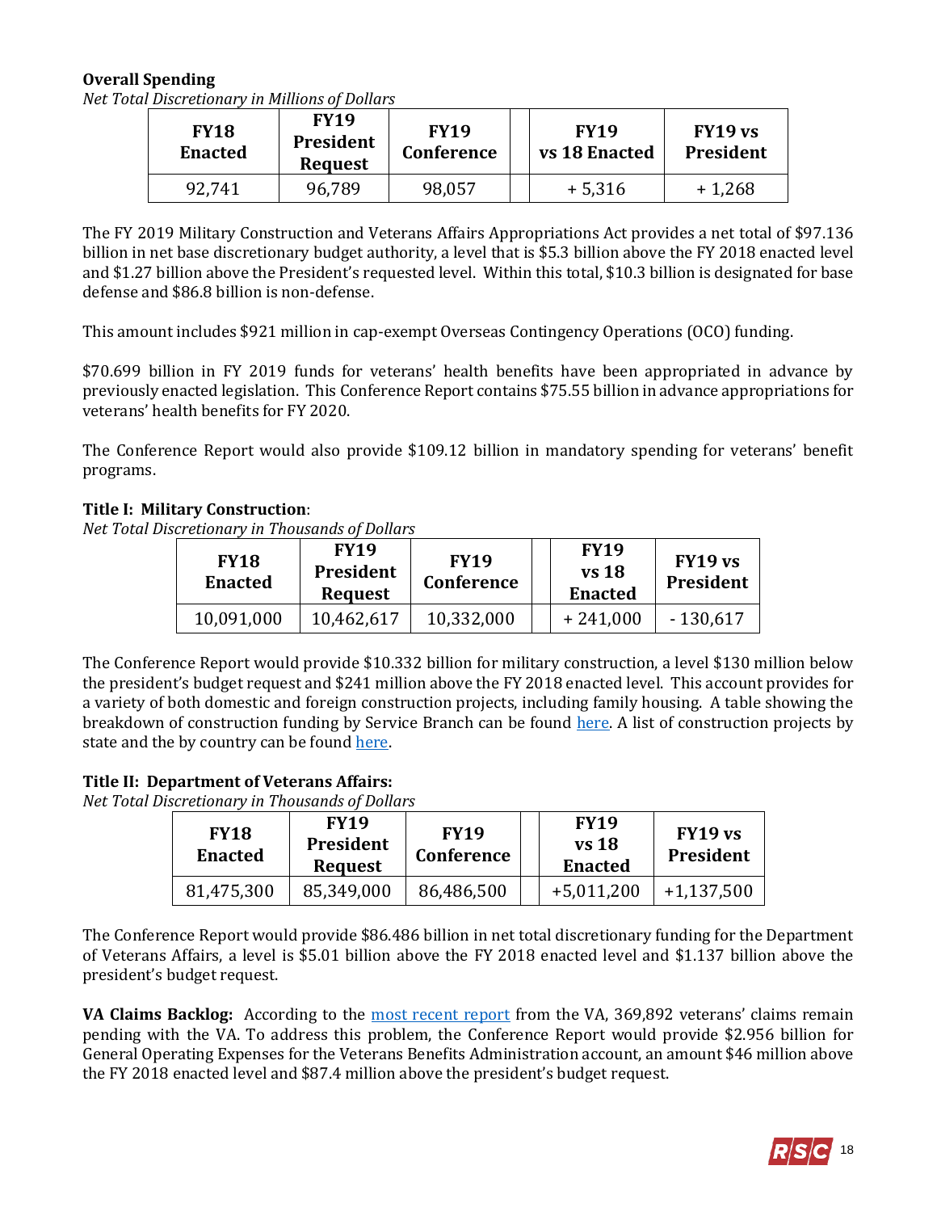**Overall Spending**

*Net Total Discretionary in Millions of Dollars*

| FY18 Enacted | FY19 President Request | FY19 Conference | | FY19 vs 18 Enacted | FY19 vs President |
|---|---|---|---|---|---|
| 92,741 | 96,789 | 98,057 | | + 5,316 | + 1,268 |

The FY 2019 Military Construction and Veterans Affairs Appropriations Act provides a net total of $97.136 billion in net base discretionary budget authority, a level that is $5.3 billion above the FY 2018 enacted level and $1.27 billion above the President's requested level. Within this total, $10.3 billion is designated for base defense and $86.8 billion is non-defense.

This amount includes $921 million in cap-exempt Overseas Contingency Operations (OCO) funding.

$70.699 billion in FY 2019 funds for veterans' health benefits have been appropriated in advance by previously enacted legislation. This Conference Report contains $75.55 billion in advance appropriations for veterans' health benefits for FY 2020.

The Conference Report would also provide $109.12 billion in mandatory spending for veterans' benefit programs.

**Title I: Military Construction**:

*Net Total Discretionary in Thousands of Dollars*

| FY18 Enacted | FY19 President Request | FY19 Conference | | FY19 vs 18 Enacted | FY19 vs President |
|---|---|---|---|---|---|
| 10,091,000 | 10,462,617 | 10,332,000 | | + 241,000 | - 130,617 |

The Conference Report would provide $10.332 billion for military construction, a level $130 million below the president's budget request and $241 million above the FY 2018 enacted level. This account provides for a variety of both domestic and foreign construction projects, including family housing. A table showing the breakdown of construction funding by Service Branch can be found here. A list of construction projects by state and the by country can be found here.

**Title II: Department of Veterans Affairs:**

*Net Total Discretionary in Thousands of Dollars*

| FY18 Enacted | FY19 President Request | FY19 Conference | | FY19 vs 18 Enacted | FY19 vs President |
|---|---|---|---|---|---|
| 81,475,300 | 85,349,000 | 86,486,500 | | +5,011,200 | +1,137,500 |

The Conference Report would provide $86.486 billion in net total discretionary funding for the Department of Veterans Affairs, a level is $5.01 billion above the FY 2018 enacted level and $1.137 billion above the president's budget request.

**VA Claims Backlog:** According to the most recent report from the VA, 369,892 veterans' claims remain pending with the VA. To address this problem, the Conference Report would provide $2.956 billion for General Operating Expenses for the Veterans Benefits Administration account, an amount $46 million above the FY 2018 enacted level and $87.4 million above the president's budget request.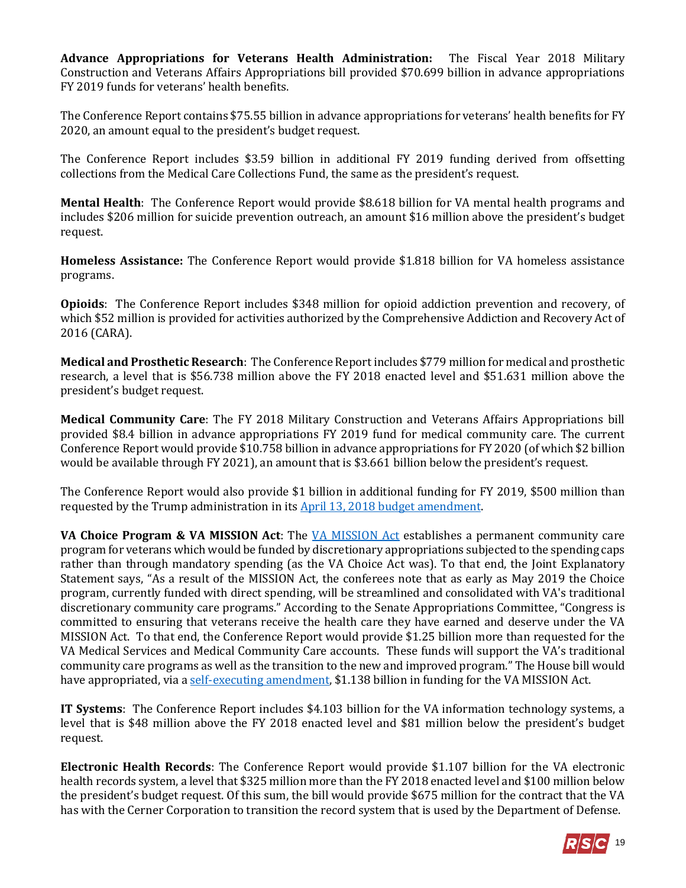**Advance Appropriations for Veterans Health Administration:** The Fiscal Year 2018 Military Construction and Veterans Affairs Appropriations bill provided $70.699 billion in advance appropriations FY 2019 funds for veterans' health benefits.

The Conference Report contains $75.55 billion in advance appropriations for veterans' health benefits for FY 2020, an amount equal to the president's budget request.

The Conference Report includes $3.59 billion in additional FY 2019 funding derived from offsetting collections from the Medical Care Collections Fund, the same as the president's request.

**Mental Health**: The Conference Report would provide $8.618 billion for VA mental health programs and includes $206 million for suicide prevention outreach, an amount $16 million above the president's budget request.

**Homeless Assistance:** The Conference Report would provide $1.818 billion for VA homeless assistance programs.

**Opioids**: The Conference Report includes $348 million for opioid addiction prevention and recovery, of which $52 million is provided for activities authorized by the Comprehensive Addiction and Recovery Act of 2016 (CARA).

**Medical and Prosthetic Research**: The Conference Report includes $779 million for medical and prosthetic research, a level that is $56.738 million above the FY 2018 enacted level and $51.631 million above the president's budget request.

**Medical Community Care**: The FY 2018 Military Construction and Veterans Affairs Appropriations bill provided $8.4 billion in advance appropriations FY 2019 fund for medical community care. The current Conference Report would provide $10.758 billion in advance appropriations for FY 2020 (of which $2 billion would be available through FY 2021), an amount that is $3.661 billion below the president's request.

The Conference Report would also provide $1 billion in additional funding for FY 2019, $500 million than requested by the Trump administration in its April 13, 2018 budget amendment.

**VA Choice Program & VA MISSION Act**: The VA MISSION Act establishes a permanent community care program for veterans which would be funded by discretionary appropriations subjected to the spending caps rather than through mandatory spending (as the VA Choice Act was). To that end, the Joint Explanatory Statement says, "As a result of the MISSION Act, the conferees note that as early as May 2019 the Choice program, currently funded with direct spending, will be streamlined and consolidated with VA's traditional discretionary community care programs." According to the Senate Appropriations Committee, "Congress is committed to ensuring that veterans receive the health care they have earned and deserve under the VA MISSION Act. To that end, the Conference Report would provide $1.25 billion more than requested for the VA Medical Services and Medical Community Care accounts. These funds will support the VA's traditional community care programs as well as the transition to the new and improved program." The House bill would have appropriated, via a self-executing amendment, $1.138 billion in funding for the VA MISSION Act.

**IT Systems**: The Conference Report includes $4.103 billion for the VA information technology systems, a level that is $48 million above the FY 2018 enacted level and $81 million below the president's budget request.

**Electronic Health Records**: The Conference Report would provide $1.107 billion for the VA electronic health records system, a level that $325 million more than the FY 2018 enacted level and $100 million below the president's budget request. Of this sum, the bill would provide $675 million for the contract that the VA has with the Cerner Corporation to transition the record system that is used by the Department of Defense.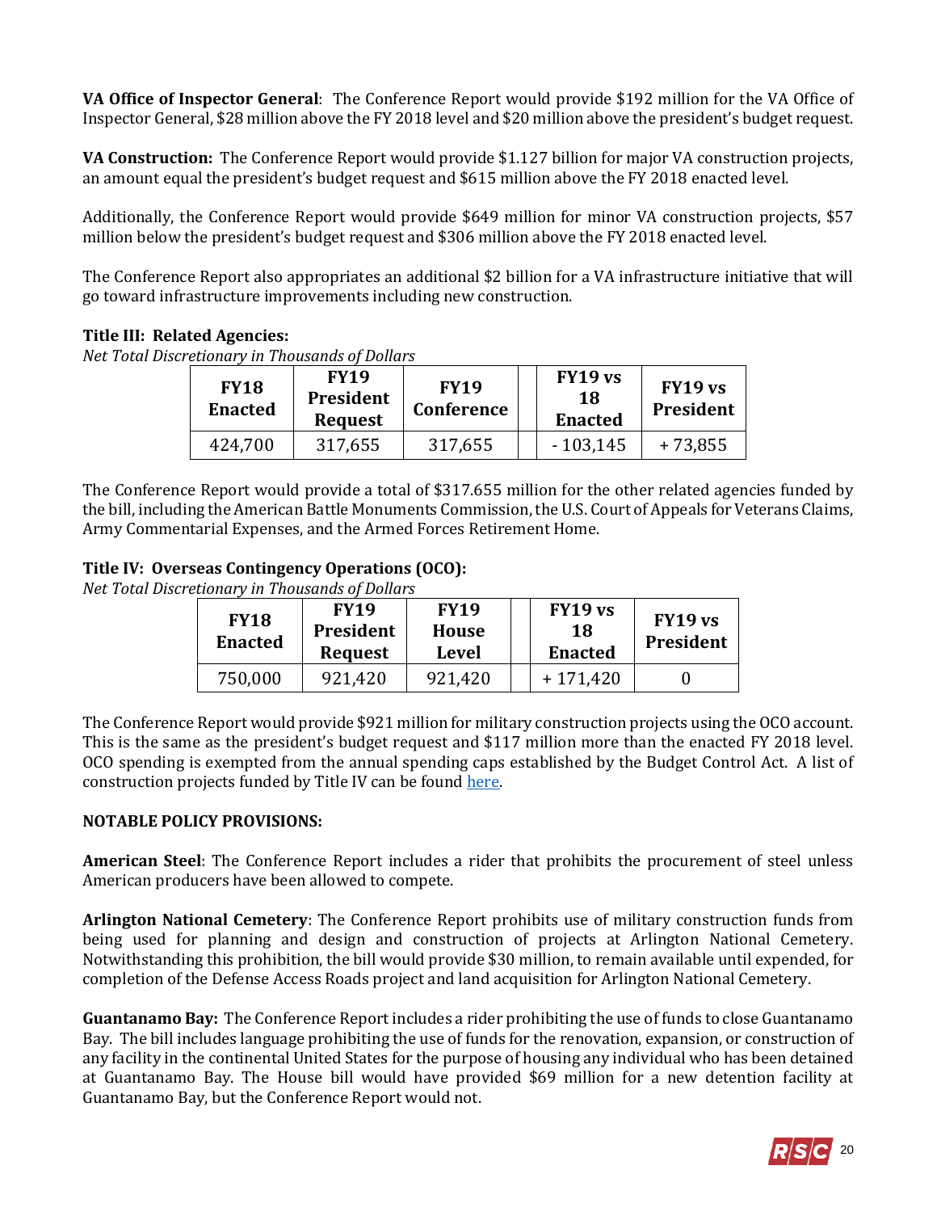**VA Office of Inspector General**: The Conference Report would provide $192 million for the VA Office of Inspector General, $28 million above the FY 2018 level and $20 million above the president's budget request.

**VA Construction:** The Conference Report would provide $1.127 billion for major VA construction projects, an amount equal the president's budget request and $615 million above the FY 2018 enacted level.

Additionally, the Conference Report would provide $649 million for minor VA construction projects, $57 million below the president's budget request and $306 million above the FY 2018 enacted level.

The Conference Report also appropriates an additional $2 billion for a VA infrastructure initiative that will go toward infrastructure improvements including new construction.

**Title III: Related Agencies:**

*Net Total Discretionary in Thousands of Dollars*

| FY18 Enacted | FY19 President Request | FY19 Conference | | FY19 vs 18 Enacted | FY19 vs President |
|---|---|---|---|---|---|
| 424,700 | 317,655 | 317,655 | | - 103,145 | + 73,855 |

The Conference Report would provide a total of $317.655 million for the other related agencies funded by the bill, including the American Battle Monuments Commission, the U.S. Court of Appeals for Veterans Claims, Army Commentarial Expenses, and the Armed Forces Retirement Home.

**Title IV: Overseas Contingency Operations (OCO):**

*Net Total Discretionary in Thousands of Dollars*

| FY18 Enacted | FY19 President Request | FY19 House Level | | FY19 vs 18 Enacted | FY19 vs President |
|---|---|---|---|---|---|
| 750,000 | 921,420 | 921,420 | | + 171,420 | 0 |

The Conference Report would provide $921 million for military construction projects using the OCO account. This is the same as the president's budget request and $117 million more than the enacted FY 2018 level. OCO spending is exempted from the annual spending caps established by the Budget Control Act. A list of construction projects funded by Title IV can be found here.

**NOTABLE POLICY PROVISIONS:**

**American Steel**: The Conference Report includes a rider that prohibits the procurement of steel unless American producers have been allowed to compete.

**Arlington National Cemetery**: The Conference Report prohibits use of military construction funds from being used for planning and design and construction of projects at Arlington National Cemetery. Notwithstanding this prohibition, the bill would provide $30 million, to remain available until expended, for completion of the Defense Access Roads project and land acquisition for Arlington National Cemetery.

**Guantanamo Bay:** The Conference Report includes a rider prohibiting the use of funds to close Guantanamo Bay. The bill includes language prohibiting the use of funds for the renovation, expansion, or construction of any facility in the continental United States for the purpose of housing any individual who has been detained at Guantanamo Bay. The House bill would have provided $69 million for a new detention facility at Guantanamo Bay, but the Conference Report would not.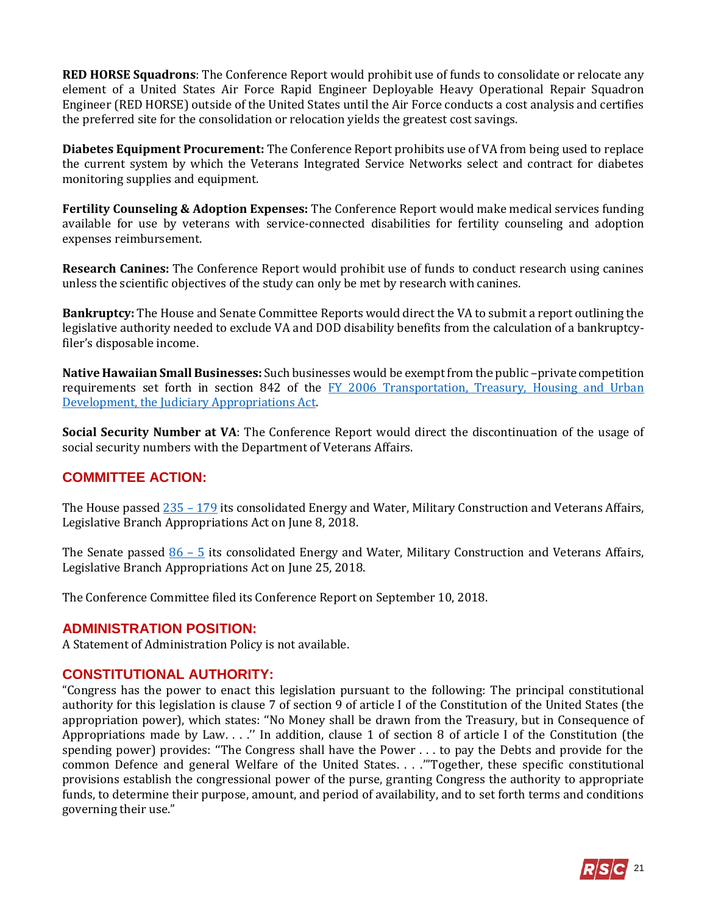**RED HORSE Squadrons**: The Conference Report would prohibit use of funds to consolidate or relocate any element of a United States Air Force Rapid Engineer Deployable Heavy Operational Repair Squadron Engineer (RED HORSE) outside of the United States until the Air Force conducts a cost analysis and certifies the preferred site for the consolidation or relocation yields the greatest cost savings.

**Diabetes Equipment Procurement:** The Conference Report prohibits use of VA from being used to replace the current system by which the Veterans Integrated Service Networks select and contract for diabetes monitoring supplies and equipment.

**Fertility Counseling & Adoption Expenses:** The Conference Report would make medical services funding available for use by veterans with service-connected disabilities for fertility counseling and adoption expenses reimbursement.

**Research Canines:** The Conference Report would prohibit use of funds to conduct research using canines unless the scientific objectives of the study can only be met by research with canines.

**Bankruptcy:** The House and Senate Committee Reports would direct the VA to submit a report outlining the legislative authority needed to exclude VA and DOD disability benefits from the calculation of a bankruptcy-filer's disposable income.

**Native Hawaiian Small Businesses:** Such businesses would be exempt from the public –private competition requirements set forth in section 842 of the FY 2006 Transportation, Treasury, Housing and Urban Development, the Judiciary Appropriations Act.

**Social Security Number at VA**: The Conference Report would direct the discontinuation of the usage of social security numbers with the Department of Veterans Affairs.

## COMMITTEE ACTION:

The House passed 235 – 179 its consolidated Energy and Water, Military Construction and Veterans Affairs, Legislative Branch Appropriations Act on June 8, 2018.

The Senate passed 86 – 5 its consolidated Energy and Water, Military Construction and Veterans Affairs, Legislative Branch Appropriations Act on June 25, 2018.

The Conference Committee filed its Conference Report on September 10, 2018.

## ADMINISTRATION POSITION:

A Statement of Administration Policy is not available.

## CONSTITUTIONAL AUTHORITY:

"Congress has the power to enact this legislation pursuant to the following: The principal constitutional authority for this legislation is clause 7 of section 9 of article I of the Constitution of the United States (the appropriation power), which states: ''No Money shall be drawn from the Treasury, but in Consequence of Appropriations made by Law. . . .'' In addition, clause 1 of section 8 of article I of the Constitution (the spending power) provides: ''The Congress shall have the Power . . . to pay the Debts and provide for the common Defence and general Welfare of the United States. . . .''Together, these specific constitutional provisions establish the congressional power of the purse, granting Congress the authority to appropriate funds, to determine their purpose, amount, and period of availability, and to set forth terms and conditions governing their use."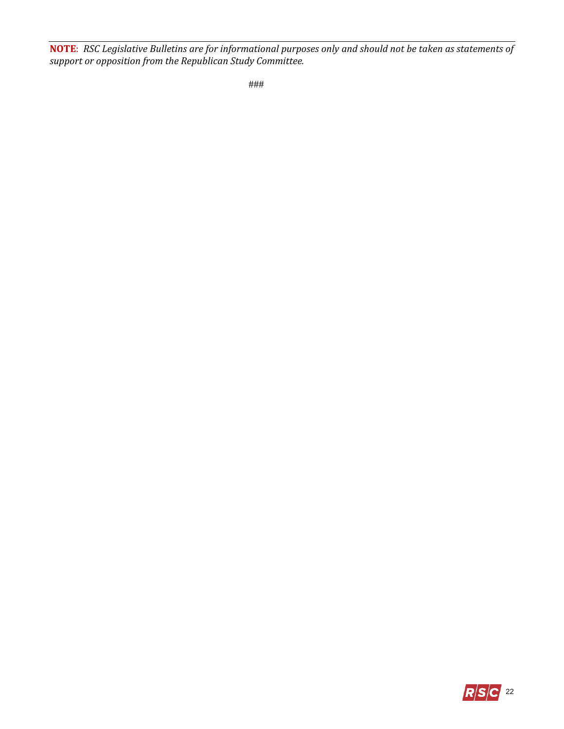**NOTE**: *RSC Legislative Bulletins are for informational purposes only and should not be taken as statements of support or opposition from the Republican Study Committee.*

###